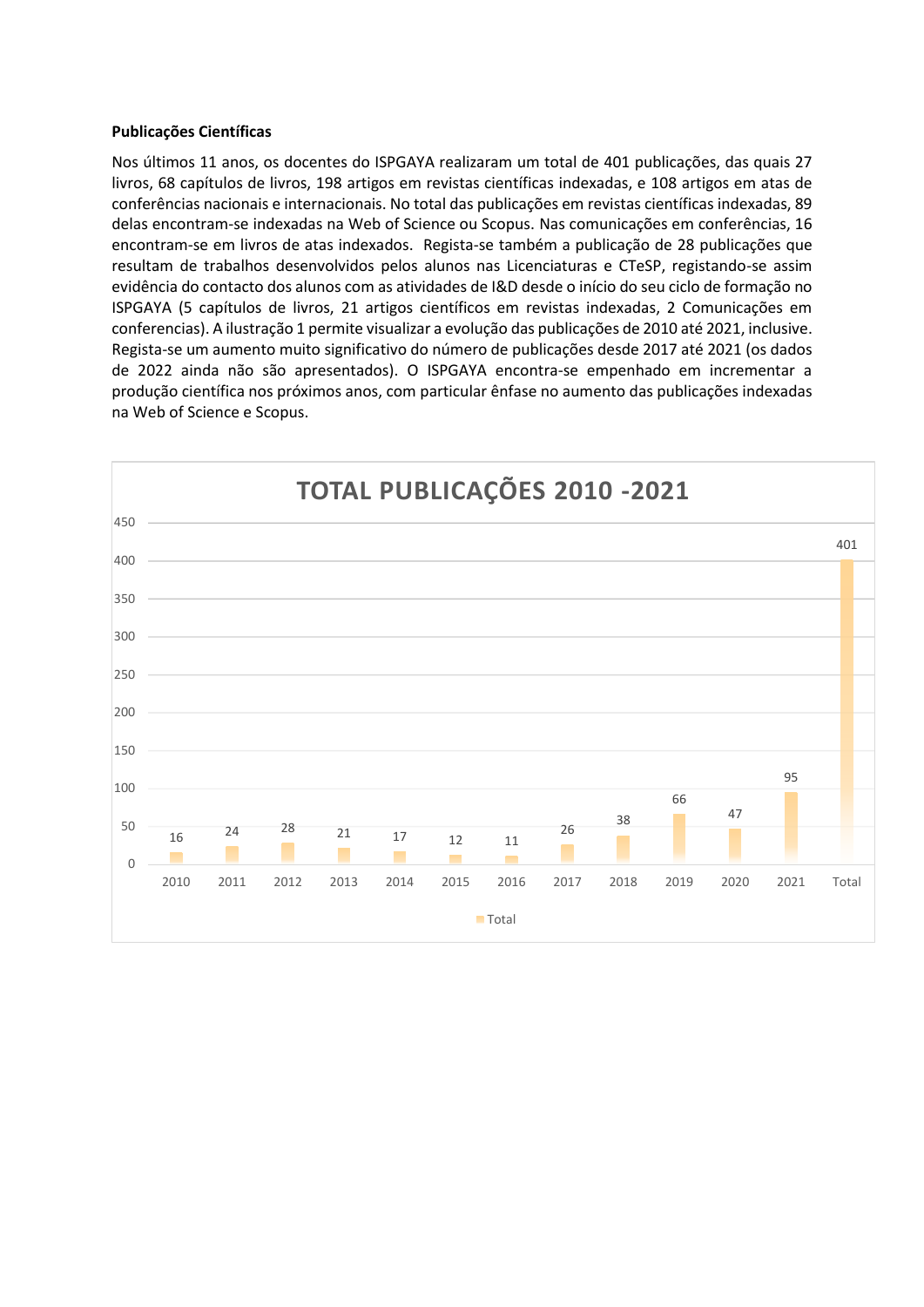**Publicações Científicas**

Nos últimos 11 anos, os docentes do ISPGAYA realizaram um total de 401 publicações, das quais 27 livros, 68 capítulos de livros, 198 artigos em revistas científicas indexadas, e 108 artigos em atas de conferências nacionais e internacionais. No total das publicações em revistas científicas indexadas, 89 delas encontram-se indexadas na Web of Science ou Scopus. Nas comunicações em conferências, 16 encontram-se em livros de atas indexados. Regista-se também a publicação de 28 publicações que resultam de trabalhos desenvolvidos pelos alunos nas Licenciaturas e CTeSP, registando-se assim evidência do contacto dos alunos com as atividades de I&D desde o início do seu ciclo de formação no ISPGAYA (5 capítulos de livros, 21 artigos científicos em revistas indexadas, 2 Comunicações em conferencias). A ilustração 1 permite visualizar a evolução das publicações de 2010 até 2021, inclusive. Regista-se um aumento muito significativo do número de publicações desde 2017 até 2021 (os dados de 2022 ainda não são apresentados). O ISPGAYA encontra-se empenhado em incrementar a produção científica nos próximos anos, com particular ênfase no aumento das publicações indexadas na Web of Science e Scopus.

**TOTAL PUBLICAÇÕES 2010 -2021**

| Ano | Total |
|---|---|
| 2010 | 16 |
| 2011 | 24 |
| 2012 | 28 |
| 2013 | 21 |
| 2014 | 17 |
| 2015 | 12 |
| 2016 | 11 |
| 2017 | 26 |
| 2018 | 38 |
| 2019 | 66 |
| 2020 | 47 |
| 2021 | 95 |
| Total | 401 |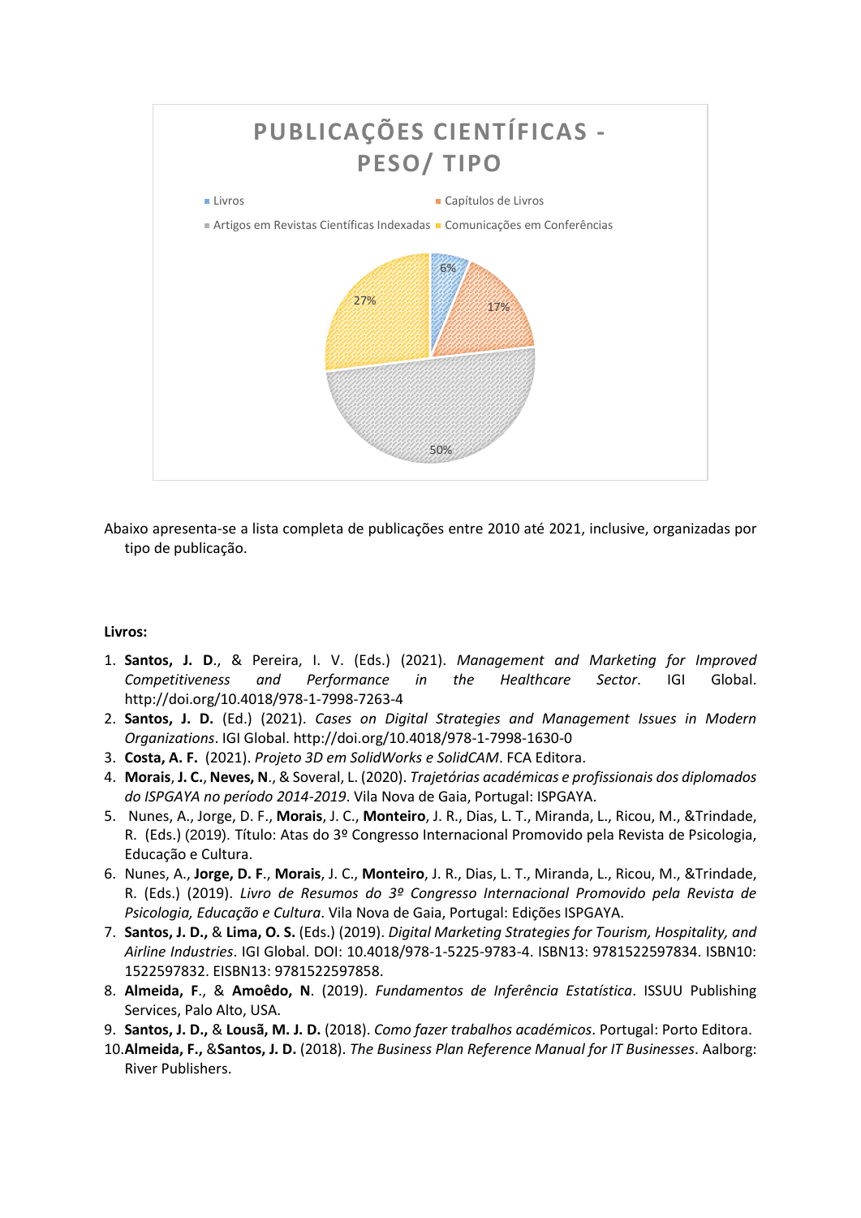PUBLICAÇÕES CIENTÍFICAS - PESO/ TIPO

- Livros: 6%
- Capítulos de Livros: 17%
- Artigos em Revistas Científicas Indexadas: 50%
- Comunicações em Conferências: 27%

Abaixo apresenta-se a lista completa de publicações entre 2010 até 2021, inclusive, organizadas por tipo de publicação.

**Livros:**

1. **Santos, J. D**., & Pereira, I. V. (Eds.) (2021). *Management and Marketing for Improved Competitiveness and Performance in the Healthcare Sector*. IGI Global. http://doi.org/10.4018/978-1-7998-7263-4
2. **Santos, J. D.** (Ed.) (2021). *Cases on Digital Strategies and Management Issues in Modern Organizations*. IGI Global. http://doi.org/10.4018/978-1-7998-1630-0
3. **Costa, A. F.** (2021). *Projeto 3D em SolidWorks e SolidCAM*. FCA Editora.
4. **Morais**, **J. C.**, **Neves, N**., & Soveral, L. (2020). *Trajetórias académicas e profissionais dos diplomados do ISPGAYA no período 2014-2019*. Vila Nova de Gaia, Portugal: ISPGAYA.
5. Nunes, A., Jorge, D. F., **Morais**, J. C., **Monteiro**, J. R., Dias, L. T., Miranda, L., Ricou, M., &Trindade, R. (Eds.) (2019). Título: Atas do 3º Congresso Internacional Promovido pela Revista de Psicologia, Educação e Cultura.
6. Nunes, A., **Jorge, D. F**., **Morais**, J. C., **Monteiro**, J. R., Dias, L. T., Miranda, L., Ricou, M., &Trindade, R. (Eds.) (2019). *Livro de Resumos do 3º Congresso Internacional Promovido pela Revista de Psicologia, Educação e Cultura*. Vila Nova de Gaia, Portugal: Edições ISPGAYA.
7. **Santos, J. D.,** & **Lima, O. S.** (Eds.) (2019). *Digital Marketing Strategies for Tourism, Hospitality, and Airline Industries*. IGI Global. DOI: 10.4018/978-1-5225-9783-4. ISBN13: 9781522597834. ISBN10: 1522597832. EISBN13: 9781522597858.
8. **Almeida, F**., & **Amoêdo, N**. (2019). *Fundamentos de Inferência Estatística*. ISSUU Publishing Services, Palo Alto, USA.
9. **Santos, J. D.,** & **Lousã, M. J. D.** (2018). *Como fazer trabalhos académicos*. Portugal: Porto Editora.
10. **Almeida, F.,** &**Santos, J. D.** (2018). *The Business Plan Reference Manual for IT Businesses*. Aalborg: River Publishers.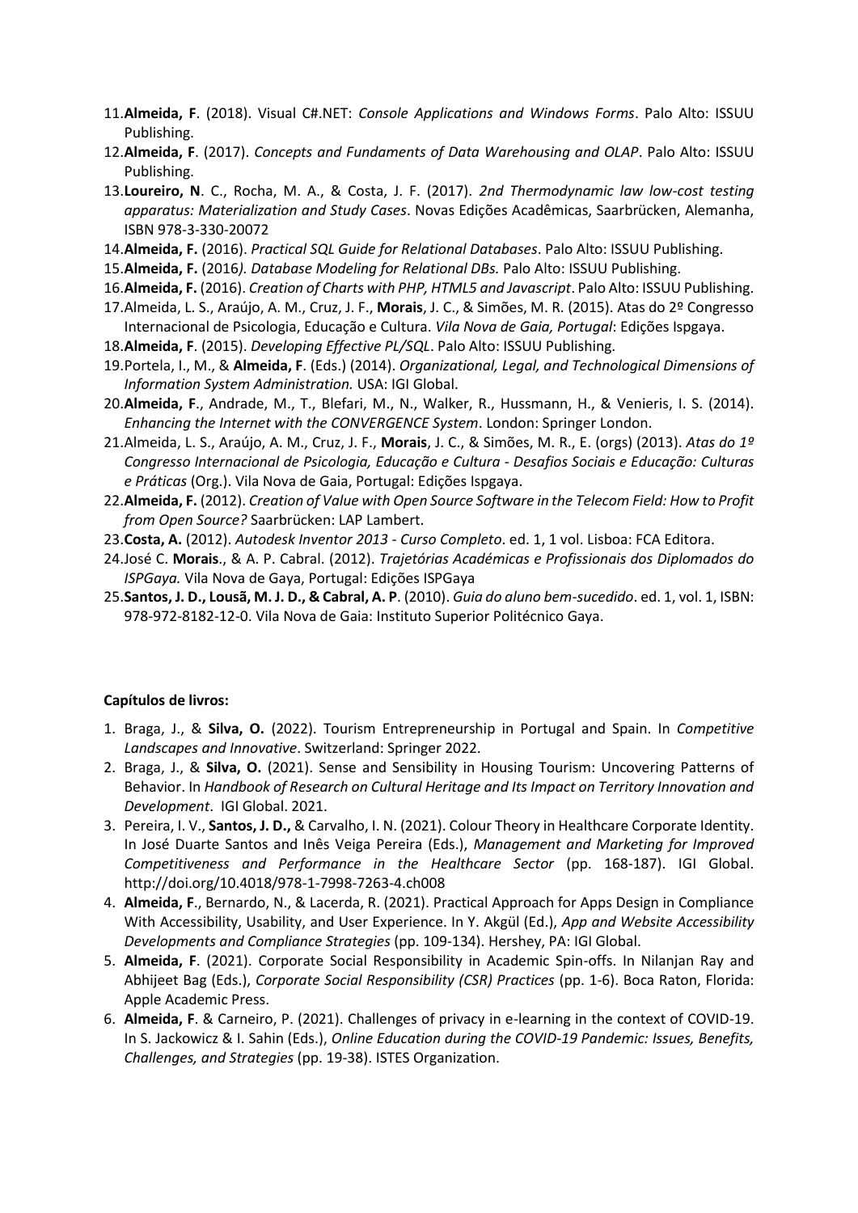11. **Almeida, F**. (2018). Visual C#.NET: *Console Applications and Windows Forms*. Palo Alto: ISSUU Publishing.
12. **Almeida, F**. (2017). *Concepts and Fundaments of Data Warehousing and OLAP*. Palo Alto: ISSUU Publishing.
13. **Loureiro, N**. C., Rocha, M. A., & Costa, J. F. (2017). *2nd Thermodynamic law low-cost testing apparatus: Materialization and Study Cases*. Novas Edições Acadêmicas, Saarbrücken, Alemanha, ISBN 978-3-330-20072
14. **Almeida, F.** (2016). *Practical SQL Guide for Relational Databases*. Palo Alto: ISSUU Publishing.
15. **Almeida, F.** (2016*). Database Modeling for Relational DBs.* Palo Alto: ISSUU Publishing.
16. **Almeida, F.** (2016). *Creation of Charts with PHP, HTML5 and Javascript*. Palo Alto: ISSUU Publishing.
17. Almeida, L. S., Araújo, A. M., Cruz, J. F., **Morais**, J. C., & Simões, M. R. (2015). Atas do 2º Congresso Internacional de Psicologia, Educação e Cultura. *Vila Nova de Gaia, Portugal*: Edições Ispgaya.
18. **Almeida, F**. (2015). *Developing Effective PL/SQL*. Palo Alto: ISSUU Publishing.
19. Portela, I., M., & **Almeida, F**. (Eds.) (2014). *Organizational, Legal, and Technological Dimensions of Information System Administration.* USA: IGI Global.
20. **Almeida, F**., Andrade, M., T., Blefari, M., N., Walker, R., Hussmann, H., & Venieris, I. S. (2014). *Enhancing the Internet with the CONVERGENCE System*. London: Springer London.
21. Almeida, L. S., Araújo, A. M., Cruz, J. F., **Morais**, J. C., & Simões, M. R., E. (orgs) (2013). *Atas do 1º Congresso Internacional de Psicologia, Educação e Cultura - Desafios Sociais e Educação: Culturas e Práticas* (Org.). Vila Nova de Gaia, Portugal: Edições Ispgaya.
22. **Almeida, F.** (2012). *Creation of Value with Open Source Software in the Telecom Field: How to Profit from Open Source?* Saarbrücken: LAP Lambert.
23. **Costa, A.** (2012). *Autodesk Inventor 2013 - Curso Completo*. ed. 1, 1 vol. Lisboa: FCA Editora.
24. José C. **Morais**., & A. P. Cabral. (2012). *Trajetórias Académicas e Profissionais dos Diplomados do ISPGaya.* Vila Nova de Gaya, Portugal: Edições ISPGaya
25. **Santos, J. D., Lousã, M. J. D., & Cabral, A. P**. (2010). *Guia do aluno bem-sucedido*. ed. 1, vol. 1, ISBN: 978-972-8182-12-0. Vila Nova de Gaia: Instituto Superior Politécnico Gaya.

**Capítulos de livros:**

1. Braga, J., & **Silva, O.** (2022). Tourism Entrepreneurship in Portugal and Spain. In *Competitive Landscapes and Innovative*. Switzerland: Springer 2022.
2. Braga, J., & **Silva, O.** (2021). Sense and Sensibility in Housing Tourism: Uncovering Patterns of Behavior. In *Handbook of Research on Cultural Heritage and Its Impact on Territory Innovation and Development*. IGI Global. 2021.
3. Pereira, I. V., **Santos, J. D.,** & Carvalho, I. N. (2021). Colour Theory in Healthcare Corporate Identity. In José Duarte Santos and Inês Veiga Pereira (Eds.), *Management and Marketing for Improved Competitiveness and Performance in the Healthcare Sector* (pp. 168-187). IGI Global. http://doi.org/10.4018/978-1-7998-7263-4.ch008
4. **Almeida, F**., Bernardo, N., & Lacerda, R. (2021). Practical Approach for Apps Design in Compliance With Accessibility, Usability, and User Experience. In Y. Akgül (Ed.), *App and Website Accessibility Developments and Compliance Strategies* (pp. 109-134). Hershey, PA: IGI Global.
5. **Almeida, F**. (2021). Corporate Social Responsibility in Academic Spin-offs. In Nilanjan Ray and Abhijeet Bag (Eds.), *Corporate Social Responsibility (CSR) Practices* (pp. 1-6). Boca Raton, Florida: Apple Academic Press.
6. **Almeida, F**. & Carneiro, P. (2021). Challenges of privacy in e-learning in the context of COVID-19. In S. Jackowicz & I. Sahin (Eds.), *Online Education during the COVID-19 Pandemic: Issues, Benefits, Challenges, and Strategies* (pp. 19-38). ISTES Organization.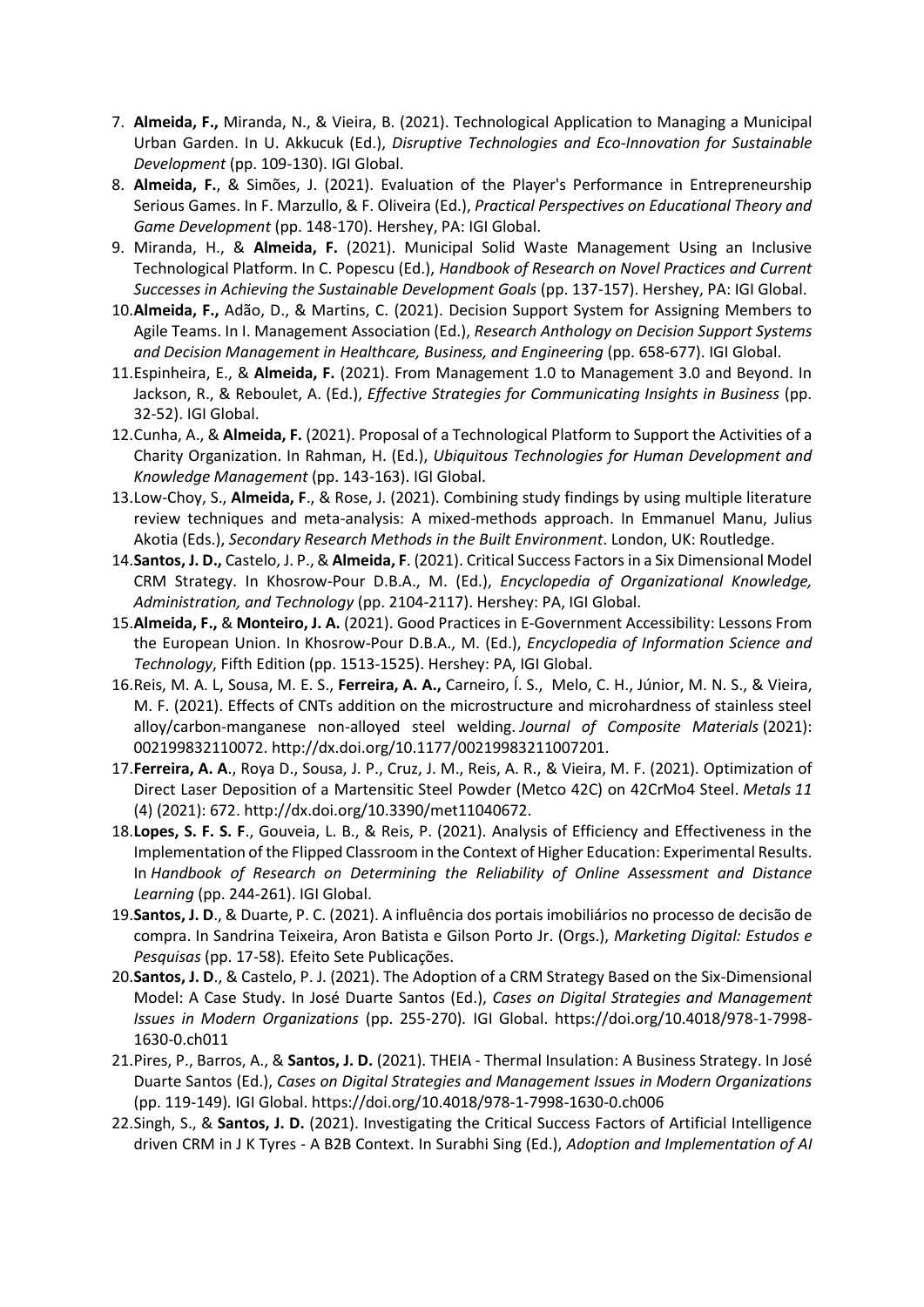7. **Almeida, F.,** Miranda, N., & Vieira, B. (2021). Technological Application to Managing a Municipal Urban Garden. In U. Akkucuk (Ed.), *Disruptive Technologies and Eco-Innovation for Sustainable Development* (pp. 109-130). IGI Global.
8. **Almeida, F.**, & Simões, J. (2021). Evaluation of the Player's Performance in Entrepreneurship Serious Games. In F. Marzullo, & F. Oliveira (Ed.), *Practical Perspectives on Educational Theory and Game Development* (pp. 148-170). Hershey, PA: IGI Global.
9. Miranda, H., & **Almeida, F.** (2021). Municipal Solid Waste Management Using an Inclusive Technological Platform. In C. Popescu (Ed.), *Handbook of Research on Novel Practices and Current Successes in Achieving the Sustainable Development Goals* (pp. 137-157). Hershey, PA: IGI Global.
10. **Almeida, F.,** Adão, D., & Martins, C. (2021). Decision Support System for Assigning Members to Agile Teams. In I. Management Association (Ed.), *Research Anthology on Decision Support Systems and Decision Management in Healthcare, Business, and Engineering* (pp. 658-677). IGI Global.
11. Espinheira, E., & **Almeida, F.** (2021). From Management 1.0 to Management 3.0 and Beyond. In Jackson, R., & Reboulet, A. (Ed.), *Effective Strategies for Communicating Insights in Business* (pp. 32-52). IGI Global.
12. Cunha, A., & **Almeida, F.** (2021). Proposal of a Technological Platform to Support the Activities of a Charity Organization. In Rahman, H. (Ed.), *Ubiquitous Technologies for Human Development and Knowledge Management* (pp. 143-163). IGI Global.
13. Low-Choy, S., **Almeida, F**., & Rose, J. (2021). Combining study findings by using multiple literature review techniques and meta-analysis: A mixed-methods approach. In Emmanuel Manu, Julius Akotia (Eds.), *Secondary Research Methods in the Built Environment*. London, UK: Routledge.
14. **Santos, J. D.,** Castelo, J. P., & **Almeida, F**. (2021). Critical Success Factors in a Six Dimensional Model CRM Strategy. In Khosrow-Pour D.B.A., M. (Ed.), *Encyclopedia of Organizational Knowledge, Administration, and Technology* (pp. 2104-2117). Hershey: PA, IGI Global.
15. **Almeida, F.,** & **Monteiro, J. A.** (2021). Good Practices in E-Government Accessibility: Lessons From the European Union. In Khosrow-Pour D.B.A., M. (Ed.), *Encyclopedia of Information Science and Technology*, Fifth Edition (pp. 1513-1525). Hershey: PA, IGI Global.
16. Reis, M. A. L, Sousa, M. E. S., **Ferreira, A. A.,** Carneiro, Í. S., Melo, C. H., Júnior, M. N. S., & Vieira, M. F. (2021). Effects of CNTs addition on the microstructure and microhardness of stainless steel alloy/carbon-manganese non-alloyed steel welding. *Journal of Composite Materials* (2021): 002199832110072. http://dx.doi.org/10.1177/00219983211007201.
17. **Ferreira, A. A**., Roya D., Sousa, J. P., Cruz, J. M., Reis, A. R., & Vieira, M. F. (2021). Optimization of Direct Laser Deposition of a Martensitic Steel Powder (Metco 42C) on 42CrMo4 Steel. *Metals 11* (4) (2021): 672. http://dx.doi.org/10.3390/met11040672.
18. **Lopes, S. F. S. F**., Gouveia, L. B., & Reis, P. (2021). Analysis of Efficiency and Effectiveness in the Implementation of the Flipped Classroom in the Context of Higher Education: Experimental Results. In *Handbook of Research on Determining the Reliability of Online Assessment and Distance Learning* (pp. 244-261). IGI Global.
19. **Santos, J. D**., & Duarte, P. C. (2021). A influência dos portais imobiliários no processo de decisão de compra. In Sandrina Teixeira, Aron Batista e Gilson Porto Jr. (Orgs.), *Marketing Digital: Estudos e Pesquisas* (pp. 17-58)*.* Efeito Sete Publicações.
20. **Santos, J. D**., & Castelo, P. J. (2021). The Adoption of a CRM Strategy Based on the Six-Dimensional Model: A Case Study. In José Duarte Santos (Ed.), *Cases on Digital Strategies and Management Issues in Modern Organizations* (pp. 255-270)*.* IGI Global. https://doi.org/10.4018/978-1-7998-1630-0.ch011
21. Pires, P., Barros, A., & **Santos, J. D.** (2021). THEIA - Thermal Insulation: A Business Strategy. In José Duarte Santos (Ed.), *Cases on Digital Strategies and Management Issues in Modern Organizations* (pp. 119-149)*.* IGI Global. https://doi.org/10.4018/978-1-7998-1630-0.ch006
22. Singh, S., & **Santos, J. D.** (2021). Investigating the Critical Success Factors of Artificial Intelligence driven CRM in J K Tyres - A B2B Context. In Surabhi Sing (Ed.), *Adoption and Implementation of AI*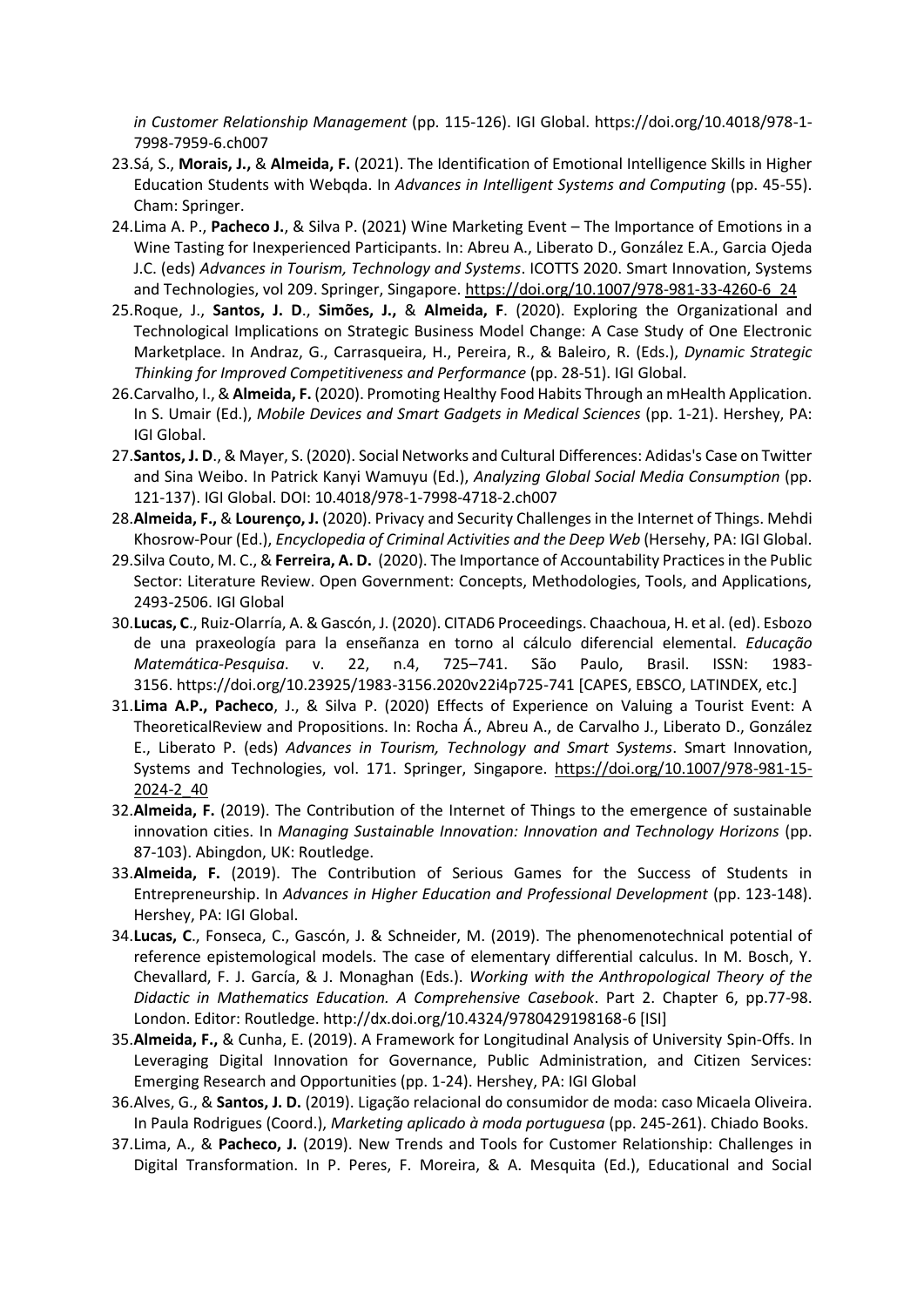*in Customer Relationship Management* (pp. 115-126). IGI Global. https://doi.org/10.4018/978-1-7998-7959-6.ch007

23. Sá, S., **Morais, J.,** & **Almeida, F.** (2021). The Identification of Emotional Intelligence Skills in Higher Education Students with Webqda. In *Advances in Intelligent Systems and Computing* (pp. 45-55). Cham: Springer.
24. Lima A. P., **Pacheco J.**, & Silva P. (2021) Wine Marketing Event – The Importance of Emotions in a Wine Tasting for Inexperienced Participants. In: Abreu A., Liberato D., González E.A., Garcia Ojeda J.C. (eds) *Advances in Tourism, Technology and Systems*. ICOTTS 2020. Smart Innovation, Systems and Technologies, vol 209. Springer, Singapore. https://doi.org/10.1007/978-981-33-4260-6_24
25. Roque, J., **Santos, J. D**., **Simões, J.,** & **Almeida, F**. (2020). Exploring the Organizational and Technological Implications on Strategic Business Model Change: A Case Study of One Electronic Marketplace. In Andraz, G., Carrasqueira, H., Pereira, R., & Baleiro, R. (Eds.), *Dynamic Strategic Thinking for Improved Competitiveness and Performance* (pp. 28-51). IGI Global.
26. Carvalho, I., & **Almeida, F.** (2020). Promoting Healthy Food Habits Through an mHealth Application. In S. Umair (Ed.), *Mobile Devices and Smart Gadgets in Medical Sciences* (pp. 1-21). Hershey, PA: IGI Global.
27. **Santos, J. D**., & Mayer, S. (2020). Social Networks and Cultural Differences: Adidas's Case on Twitter and Sina Weibo. In Patrick Kanyi Wamuyu (Ed.), *Analyzing Global Social Media Consumption* (pp. 121-137). IGI Global. DOI: 10.4018/978-1-7998-4718-2.ch007
28. **Almeida, F.,** & **Lourenço, J.** (2020). Privacy and Security Challenges in the Internet of Things. Mehdi Khosrow-Pour (Ed.), *Encyclopedia of Criminal Activities and the Deep Web* (Hersehy, PA: IGI Global.
29. Silva Couto, M. C., & **Ferreira, A. D.** (2020). The Importance of Accountability Practices in the Public Sector: Literature Review. Open Government: Concepts, Methodologies, Tools, and Applications, 2493-2506. IGI Global
30. **Lucas, C**., Ruiz-Olarría, A. & Gascón, J. (2020). CITAD6 Proceedings. Chaachoua, H. et al. (ed). Esbozo de una praxeología para la enseñanza en torno al cálculo diferencial elemental. *Educação Matemática-Pesquisa*. v. 22, n.4, 725–741. São Paulo, Brasil. ISSN: 1983-3156. https://doi.org/10.23925/1983-3156.2020v22i4p725-741 [CAPES, EBSCO, LATINDEX, etc.]
31. **Lima A.P., Pacheco**, J., & Silva P. (2020) Effects of Experience on Valuing a Tourist Event: A TheoreticalReview and Propositions. In: Rocha Á., Abreu A., de Carvalho J., Liberato D., González E., Liberato P. (eds) *Advances in Tourism, Technology and Smart Systems*. Smart Innovation, Systems and Technologies, vol. 171. Springer, Singapore. https://doi.org/10.1007/978-981-15-2024-2_40
32. **Almeida, F.** (2019). The Contribution of the Internet of Things to the emergence of sustainable innovation cities. In *Managing Sustainable Innovation: Innovation and Technology Horizons* (pp. 87-103). Abingdon, UK: Routledge.
33. **Almeida, F.** (2019). The Contribution of Serious Games for the Success of Students in Entrepreneurship. In *Advances in Higher Education and Professional Development* (pp. 123-148). Hershey, PA: IGI Global.
34. **Lucas, C**., Fonseca, C., Gascón, J. & Schneider, M. (2019). The phenomenotechnical potential of reference epistemological models. The case of elementary differential calculus. In M. Bosch, Y. Chevallard, F. J. García, & J. Monaghan (Eds.). *Working with the Anthropological Theory of the Didactic in Mathematics Education. A Comprehensive Casebook*. Part 2. Chapter 6, pp.77-98. London. Editor: Routledge. http://dx.doi.org/10.4324/9780429198168-6 [ISI]
35. **Almeida, F.,** & Cunha, E. (2019). A Framework for Longitudinal Analysis of University Spin-Offs. In Leveraging Digital Innovation for Governance, Public Administration, and Citizen Services: Emerging Research and Opportunities (pp. 1-24). Hershey, PA: IGI Global
36. Alves, G., & **Santos, J. D.** (2019). Ligação relacional do consumidor de moda: caso Micaela Oliveira. In Paula Rodrigues (Coord.), *Marketing aplicado à moda portuguesa* (pp. 245-261). Chiado Books.
37. Lima, A., & **Pacheco, J.** (2019). New Trends and Tools for Customer Relationship: Challenges in Digital Transformation. In P. Peres, F. Moreira, & A. Mesquita (Ed.), Educational and Social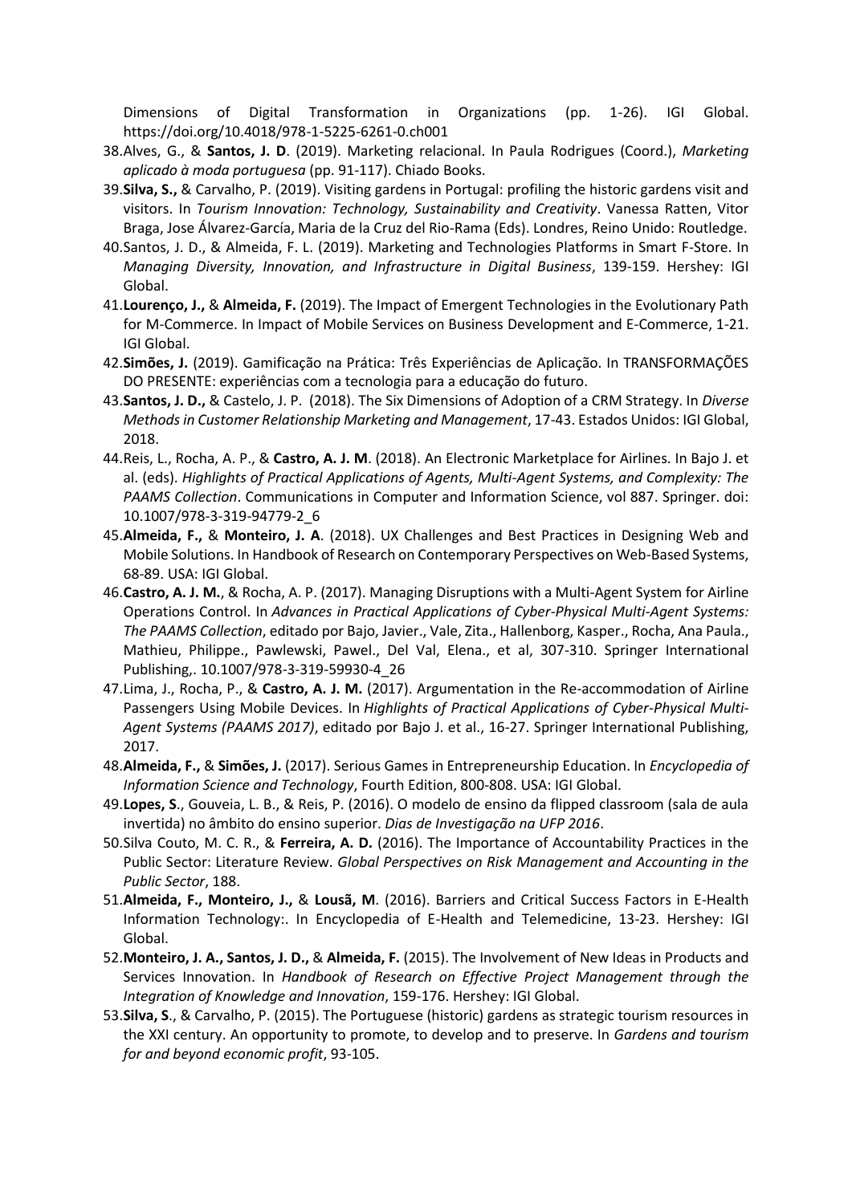Dimensions of Digital Transformation in Organizations (pp. 1-26). IGI Global. https://doi.org/10.4018/978-1-5225-6261-0.ch001

38. Alves, G., & **Santos, J. D**. (2019). Marketing relacional. In Paula Rodrigues (Coord.), *Marketing aplicado à moda portuguesa* (pp. 91-117). Chiado Books.
39. **Silva, S.,** & Carvalho, P. (2019). Visiting gardens in Portugal: profiling the historic gardens visit and visitors. In *Tourism Innovation: Technology, Sustainability and Creativity*. Vanessa Ratten, Vitor Braga, Jose Álvarez-García, Maria de la Cruz del Rio-Rama (Eds). Londres, Reino Unido: Routledge.
40. Santos, J. D., & Almeida, F. L. (2019). Marketing and Technologies Platforms in Smart F-Store. In *Managing Diversity, Innovation, and Infrastructure in Digital Business*, 139-159. Hershey: IGI Global.
41. **Lourenço, J.,** & **Almeida, F.** (2019). The Impact of Emergent Technologies in the Evolutionary Path for M-Commerce. In Impact of Mobile Services on Business Development and E-Commerce, 1-21. IGI Global.
42. **Simões, J.** (2019). Gamificação na Prática: Três Experiências de Aplicação. In TRANSFORMAÇÕES DO PRESENTE: experiências com a tecnologia para a educação do futuro.
43. **Santos, J. D.,** & Castelo, J. P. (2018). The Six Dimensions of Adoption of a CRM Strategy. In *Diverse Methods in Customer Relationship Marketing and Management*, 17-43. Estados Unidos: IGI Global, 2018.
44. Reis, L., Rocha, A. P., & **Castro, A. J. M**. (2018). An Electronic Marketplace for Airlines. In Bajo J. et al. (eds). *Highlights of Practical Applications of Agents, Multi-Agent Systems, and Complexity: The PAAMS Collection*. Communications in Computer and Information Science, vol 887. Springer. doi: 10.1007/978-3-319-94779-2_6
45. **Almeida, F.,** & **Monteiro, J. A**. (2018). UX Challenges and Best Practices in Designing Web and Mobile Solutions. In Handbook of Research on Contemporary Perspectives on Web-Based Systems, 68-89. USA: IGI Global.
46. **Castro, A. J. M.**, & Rocha, A. P. (2017). Managing Disruptions with a Multi-Agent System for Airline Operations Control. In *Advances in Practical Applications of Cyber-Physical Multi-Agent Systems: The PAAMS Collection*, editado por Bajo, Javier., Vale, Zita., Hallenborg, Kasper., Rocha, Ana Paula., Mathieu, Philippe., Pawlewski, Pawel., Del Val, Elena., et al, 307-310. Springer International Publishing,. 10.1007/978-3-319-59930-4_26
47. Lima, J., Rocha, P., & **Castro, A. J. M.** (2017). Argumentation in the Re-accommodation of Airline Passengers Using Mobile Devices. In *Highlights of Practical Applications of Cyber-Physical Multi-Agent Systems (PAAMS 2017)*, editado por Bajo J. et al., 16-27. Springer International Publishing, 2017.
48. **Almeida, F.,** & **Simões, J.** (2017). Serious Games in Entrepreneurship Education. In *Encyclopedia of Information Science and Technology*, Fourth Edition, 800-808. USA: IGI Global.
49. **Lopes, S**., Gouveia, L. B., & Reis, P. (2016). O modelo de ensino da flipped classroom (sala de aula invertida) no âmbito do ensino superior. *Dias de Investigação na UFP 2016*.
50. Silva Couto, M. C. R., & **Ferreira, A. D.** (2016). The Importance of Accountability Practices in the Public Sector: Literature Review. *Global Perspectives on Risk Management and Accounting in the Public Sector*, 188.
51. **Almeida, F., Monteiro, J.,** & **Lousã, M**. (2016). Barriers and Critical Success Factors in E-Health Information Technology:. In Encyclopedia of E-Health and Telemedicine, 13-23. Hershey: IGI Global.
52. **Monteiro, J. A., Santos, J. D.,** & **Almeida, F.** (2015). The Involvement of New Ideas in Products and Services Innovation. In *Handbook of Research on Effective Project Management through the Integration of Knowledge and Innovation*, 159-176. Hershey: IGI Global.
53. **Silva, S**., & Carvalho, P. (2015). The Portuguese (historic) gardens as strategic tourism resources in the XXI century. An opportunity to promote, to develop and to preserve. In *Gardens and tourism for and beyond economic profit*, 93-105.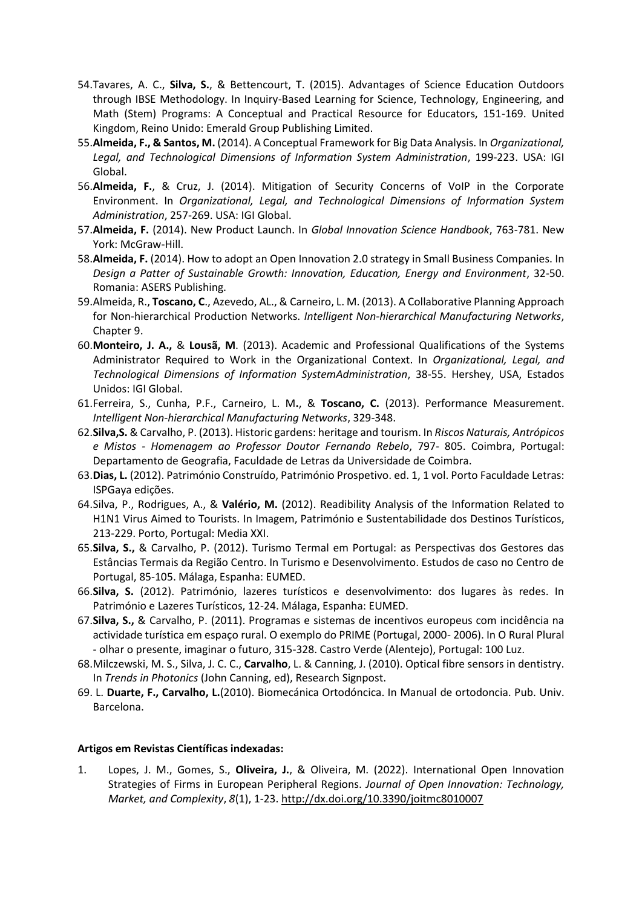54. Tavares, A. C., **Silva, S.**, & Bettencourt, T. (2015). Advantages of Science Education Outdoors through IBSE Methodology. In Inquiry-Based Learning for Science, Technology, Engineering, and Math (Stem) Programs: A Conceptual and Practical Resource for Educators, 151-169. United Kingdom, Reino Unido: Emerald Group Publishing Limited.
55. **Almeida, F., & Santos, M.** (2014). A Conceptual Framework for Big Data Analysis. In *Organizational, Legal, and Technological Dimensions of Information System Administration*, 199-223. USA: IGI Global.
56. **Almeida, F.**, & Cruz, J. (2014). Mitigation of Security Concerns of VoIP in the Corporate Environment. In *Organizational, Legal, and Technological Dimensions of Information System Administration*, 257-269. USA: IGI Global.
57. **Almeida, F.** (2014). New Product Launch. In *Global Innovation Science Handbook*, 763-781. New York: McGraw-Hill.
58. **Almeida, F.** (2014). How to adopt an Open Innovation 2.0 strategy in Small Business Companies. In *Design a Patter of Sustainable Growth: Innovation, Education, Energy and Environment*, 32-50. Romania: ASERS Publishing.
59. Almeida, R., **Toscano, C**., Azevedo, AL., & Carneiro, L. M. (2013). A Collaborative Planning Approach for Non-hierarchical Production Networks. *Intelligent Non-hierarchical Manufacturing Networks*, Chapter 9.
60. **Monteiro, J. A.,** & **Lousã, M**. (2013). Academic and Professional Qualifications of the Systems Administrator Required to Work in the Organizational Context. In *Organizational, Legal, and Technological Dimensions of Information SystemAdministration*, 38-55. Hershey, USA, Estados Unidos: IGI Global.
61. Ferreira, S., Cunha, P.F., Carneiro, L. M**.**, & **Toscano, C.** (2013). Performance Measurement. *Intelligent Non-hierarchical Manufacturing Networks*, 329-348.
62. **Silva,S.** & Carvalho, P. (2013). Historic gardens: heritage and tourism. In *Riscos Naturais, Antrópicos e Mistos - Homenagem ao Professor Doutor Fernando Rebelo*, 797- 805. Coimbra, Portugal: Departamento de Geografia, Faculdade de Letras da Universidade de Coimbra.
63. **Dias, L.** (2012). Património Construído, Património Prospetivo. ed. 1, 1 vol. Porto Faculdade Letras: ISPGaya edições.
64. Silva, P., Rodrigues, A., & **Valério, M.** (2012). Readibility Analysis of the Information Related to H1N1 Virus Aimed to Tourists. In Imagem, Património e Sustentabilidade dos Destinos Turísticos, 213-229. Porto, Portugal: Media XXI.
65. **Silva, S.,** & Carvalho, P. (2012). Turismo Termal em Portugal: as Perspectivas dos Gestores das Estâncias Termais da Região Centro. In Turismo e Desenvolvimento. Estudos de caso no Centro de Portugal, 85-105. Málaga, Espanha: EUMED.
66. **Silva, S.** (2012). Património, lazeres turísticos e desenvolvimento: dos lugares às redes. In Património e Lazeres Turísticos, 12-24. Málaga, Espanha: EUMED.
67. **Silva, S.,** & Carvalho, P. (2011). Programas e sistemas de incentivos europeus com incidência na actividade turística em espaço rural. O exemplo do PRIME (Portugal, 2000- 2006). In O Rural Plural - olhar o presente, imaginar o futuro, 315-328. Castro Verde (Alentejo), Portugal: 100 Luz.
68. Milczewski, M. S., Silva, J. C. C., **Carvalho**, L. & Canning, J. (2010). Optical fibre sensors in dentistry. In *Trends in Photonics* (John Canning, ed), Research Signpost.
69. L. **Duarte, F., Carvalho, L.**(2010). Biomecánica Ortodóncica. In Manual de ortodoncia. Pub. Univ. Barcelona.

**Artigos em Revistas Científicas indexadas:**

1. Lopes, J. M., Gomes, S., **Oliveira, J.**, & Oliveira, M. (2022). International Open Innovation Strategies of Firms in European Peripheral Regions. *Journal of Open Innovation: Technology, Market, and Complexity*, *8*(1), 1-23. http://dx.doi.org/10.3390/joitmc8010007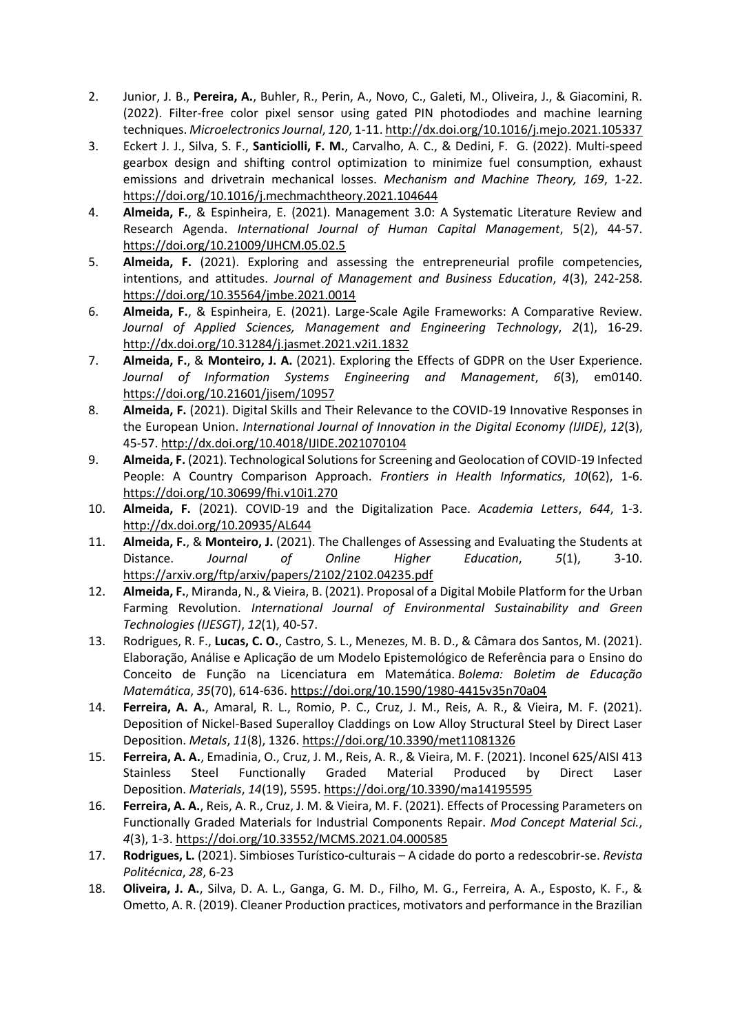2. Junior, J. B., **Pereira, A.**, Buhler, R., Perin, A., Novo, C., Galeti, M., Oliveira, J., & Giacomini, R. (2022). Filter-free color pixel sensor using gated PIN photodiodes and machine learning techniques. *Microelectronics Journal*, *120*, 1-11. http://dx.doi.org/10.1016/j.mejo.2021.105337
3. Eckert J. J., Silva, S. F., **Santiciolli, F. M.**, Carvalho, A. C., & Dedini, F. G. (2022). Multi-speed gearbox design and shifting control optimization to minimize fuel consumption, exhaust emissions and drivetrain mechanical losses. *Mechanism and Machine Theory, 169*, 1-22. https://doi.org/10.1016/j.mechmachtheory.2021.104644
4. **Almeida, F.**, & Espinheira, E. (2021). Management 3.0: A Systematic Literature Review and Research Agenda. *International Journal of Human Capital Management*, 5(2), 44-57. https://doi.org/10.21009/IJHCM.05.02.5
5. **Almeida, F.** (2021). Exploring and assessing the entrepreneurial profile competencies, intentions, and attitudes. *Journal of Management and Business Education*, *4*(3), 242-258. https://doi.org/10.35564/jmbe.2021.0014
6. **Almeida, F.**, & Espinheira, E. (2021). Large-Scale Agile Frameworks: A Comparative Review. *Journal of Applied Sciences, Management and Engineering Technology*, *2*(1), 16-29. http://dx.doi.org/10.31284/j.jasmet.2021.v2i1.1832
7. **Almeida, F.**, & **Monteiro, J. A.** (2021). Exploring the Effects of GDPR on the User Experience. *Journal of Information Systems Engineering and Management*, *6*(3), em0140. https://doi.org/10.21601/jisem/10957
8. **Almeida, F.** (2021). Digital Skills and Their Relevance to the COVID-19 Innovative Responses in the European Union. *International Journal of Innovation in the Digital Economy (IJIDE)*, *12*(3), 45-57. http://dx.doi.org/10.4018/IJIDE.2021070104
9. **Almeida, F.** (2021). Technological Solutions for Screening and Geolocation of COVID-19 Infected People: A Country Comparison Approach. *Frontiers in Health Informatics*, *10*(62), 1-6. https://doi.org/10.30699/fhi.v10i1.270
10. **Almeida, F.** (2021). COVID-19 and the Digitalization Pace. *Academia Letters*, *644*, 1-3. http://dx.doi.org/10.20935/AL644
11. **Almeida, F.**, & **Monteiro, J.** (2021). The Challenges of Assessing and Evaluating the Students at Distance. *Journal of Online Higher Education*, *5*(1), 3-10. https://arxiv.org/ftp/arxiv/papers/2102/2102.04235.pdf
12. **Almeida, F.**, Miranda, N., & Vieira, B. (2021). Proposal of a Digital Mobile Platform for the Urban Farming Revolution. *International Journal of Environmental Sustainability and Green Technologies (IJESGT)*, *12*(1), 40-57.
13. Rodrigues, R. F., **Lucas, C. O.**, Castro, S. L., Menezes, M. B. D., & Câmara dos Santos, M. (2021). Elaboração, Análise e Aplicação de um Modelo Epistemológico de Referência para o Ensino do Conceito de Função na Licenciatura em Matemática. *Bolema: Boletim de Educação Matemática*, *35*(70), 614-636. https://doi.org/10.1590/1980-4415v35n70a04
14. **Ferreira, A. A.**, Amaral, R. L., Romio, P. C., Cruz, J. M., Reis, A. R., & Vieira, M. F. (2021). Deposition of Nickel-Based Superalloy Claddings on Low Alloy Structural Steel by Direct Laser Deposition. *Metals*, *11*(8), 1326. https://doi.org/10.3390/met11081326
15. **Ferreira, A. A.**, Emadinia, O., Cruz, J. M., Reis, A. R., & Vieira, M. F. (2021). Inconel 625/AISI 413 Stainless Steel Functionally Graded Material Produced by Direct Laser Deposition. *Materials*, *14*(19), 5595. https://doi.org/10.3390/ma14195595
16. **Ferreira, A. A.**, Reis, A. R., Cruz, J. M. & Vieira, M. F. (2021). Effects of Processing Parameters on Functionally Graded Materials for Industrial Components Repair. *Mod Concept Material Sci.*, *4*(3), 1-3. https://doi.org/10.33552/MCMS.2021.04.000585
17. **Rodrigues, L.** (2021). Simbioses Turístico-culturais – A cidade do porto a redescobrir-se. *Revista Politécnica*, *28*, 6-23
18. **Oliveira, J. A.**, Silva, D. A. L., Ganga, G. M. D., Filho, M. G., Ferreira, A. A., Esposto, K. F., & Ometto, A. R. (2019). Cleaner Production practices, motivators and performance in the Brazilian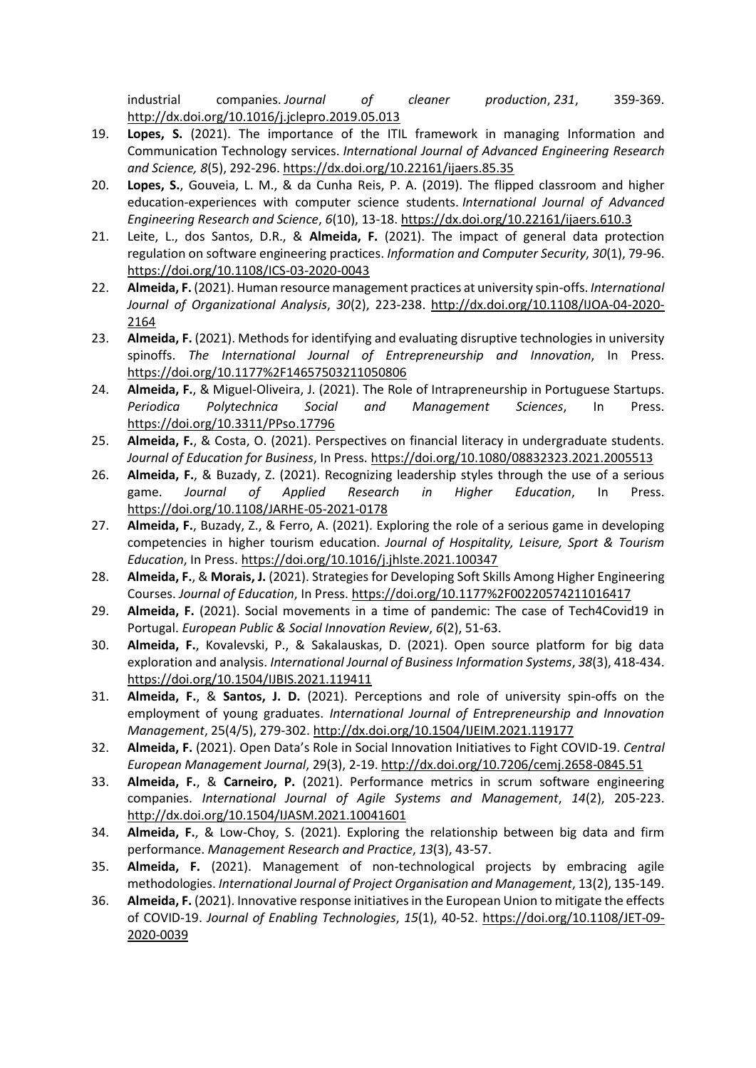industrial companies. *Journal of cleaner production*, *231*, 359-369. http://dx.doi.org/10.1016/j.jclepro.2019.05.013

19. **Lopes, S.** (2021). The importance of the ITIL framework in managing Information and Communication Technology services. *International Journal of Advanced Engineering Research and Science, 8*(5), 292-296. https://dx.doi.org/10.22161/ijaers.85.35
20. **Lopes, S.**, Gouveia, L. M., & da Cunha Reis, P. A. (2019). The flipped classroom and higher education-experiences with computer science students. *International Journal of Advanced Engineering Research and Science*, *6*(10), 13-18. https://dx.doi.org/10.22161/ijaers.610.3
21. Leite, L., dos Santos, D.R., & **Almeida, F.** (2021). The impact of general data protection regulation on software engineering practices. *Information and Computer Security*, *30*(1), 79-96. https://doi.org/10.1108/ICS-03-2020-0043
22. **Almeida, F.** (2021). Human resource management practices at university spin-offs. *International Journal of Organizational Analysis*, *30*(2), 223-238. http://dx.doi.org/10.1108/IJOA-04-2020-2164
23. **Almeida, F.** (2021). Methods for identifying and evaluating disruptive technologies in university spinoffs. *The International Journal of Entrepreneurship and Innovation*, In Press. https://doi.org/10.1177%2F14657503211050806
24. **Almeida, F.**, & Miguel-Oliveira, J. (2021). The Role of Intrapreneurship in Portuguese Startups. *Periodica Polytechnica Social and Management Sciences*, In Press. https://doi.org/10.3311/PPso.17796
25. **Almeida, F.**, & Costa, O. (2021). Perspectives on financial literacy in undergraduate students. *Journal of Education for Business*, In Press. https://doi.org/10.1080/08832323.2021.2005513
26. **Almeida, F.**, & Buzady, Z. (2021). Recognizing leadership styles through the use of a serious game. *Journal of Applied Research in Higher Education*, In Press. https://doi.org/10.1108/JARHE-05-2021-0178
27. **Almeida, F.**, Buzady, Z., & Ferro, A. (2021). Exploring the role of a serious game in developing competencies in higher tourism education. *Journal of Hospitality, Leisure, Sport & Tourism Education*, In Press. https://doi.org/10.1016/j.jhlste.2021.100347
28. **Almeida, F.**, & **Morais, J.** (2021). Strategies for Developing Soft Skills Among Higher Engineering Courses. *Journal of Education*, In Press. https://doi.org/10.1177%2F00220574211016417
29. **Almeida, F.** (2021). Social movements in a time of pandemic: The case of Tech4Covid19 in Portugal. *European Public & Social Innovation Review*, *6*(2), 51-63.
30. **Almeida, F.**, Kovalevski, P., & Sakalauskas, D. (2021). Open source platform for big data exploration and analysis. *International Journal of Business Information Systems*, *38*(3), 418-434. https://doi.org/10.1504/IJBIS.2021.119411
31. **Almeida, F.**, & **Santos, J. D.** (2021). Perceptions and role of university spin-offs on the employment of young graduates. *International Journal of Entrepreneurship and Innovation Management*, 25(4/5), 279-302. http://dx.doi.org/10.1504/IJEIM.2021.119177
32. **Almeida, F.** (2021). Open Data's Role in Social Innovation Initiatives to Fight COVID-19. *Central European Management Journal*, 29(3), 2-19. http://dx.doi.org/10.7206/cemj.2658-0845.51
33. **Almeida, F.**, & **Carneiro, P.** (2021). Performance metrics in scrum software engineering companies. *International Journal of Agile Systems and Management*, *14*(2), 205-223. http://dx.doi.org/10.1504/IJASM.2021.10041601
34. **Almeida, F.**, & Low-Choy, S. (2021). Exploring the relationship between big data and firm performance. *Management Research and Practice*, *13*(3), 43-57.
35. **Almeida, F.** (2021). Management of non-technological projects by embracing agile methodologies. *International Journal of Project Organisation and Management*, 13(2), 135-149.
36. **Almeida, F.** (2021). Innovative response initiatives in the European Union to mitigate the effects of COVID-19. *Journal of Enabling Technologies*, *15*(1), 40-52. https://doi.org/10.1108/JET-09-2020-0039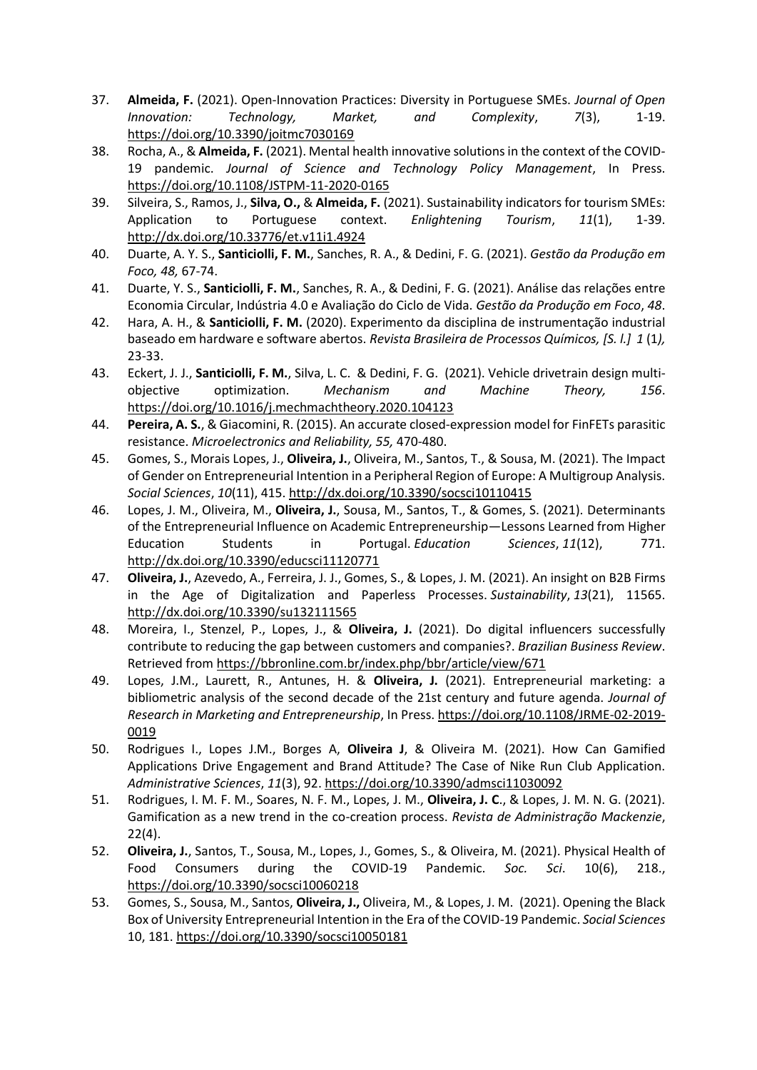37. **Almeida, F.** (2021). Open-Innovation Practices: Diversity in Portuguese SMEs. *Journal of Open Innovation: Technology, Market, and Complexity*, *7*(3), 1-19. https://doi.org/10.3390/joitmc7030169
38. Rocha, A., & **Almeida, F.** (2021). Mental health innovative solutions in the context of the COVID-19 pandemic. *Journal of Science and Technology Policy Management*, In Press. https://doi.org/10.1108/JSTPM-11-2020-0165
39. Silveira, S., Ramos, J., **Silva, O.,** & **Almeida, F.** (2021). Sustainability indicators for tourism SMEs: Application to Portuguese context. *Enlightening Tourism*, *11*(1), 1-39. http://dx.doi.org/10.33776/et.v11i1.4924
40. Duarte, A. Y. S., **Santiciolli, F. M.**, Sanches, R. A., & Dedini, F. G. (2021). *Gestão da Produção em Foco, 48,* 67-74.
41. Duarte, Y. S., **Santiciolli, F. M.**, Sanches, R. A., & Dedini, F. G. (2021). Análise das relações entre Economia Circular, Indústria 4.0 e Avaliação do Ciclo de Vida. *Gestão da Produção em Foco*, *48*.
42. Hara, A. H., & **Santiciolli, F. M.** (2020). Experimento da disciplina de instrumentação industrial baseado em hardware e software abertos. *Revista Brasileira de Processos Químicos, [S. l.] 1* (1*),* 23-33.
43. Eckert, J. J., **Santiciolli, F. M.**, Silva, L. C. & Dedini, F. G. (2021). Vehicle drivetrain design multi-objective optimization. *Mechanism and Machine Theory, 156*. https://doi.org/10.1016/j.mechmachtheory.2020.104123
44. **Pereira, A. S.**, & Giacomini, R. (2015). An accurate closed-expression model for FinFETs parasitic resistance. *Microelectronics and Reliability, 55,* 470-480.
45. Gomes, S., Morais Lopes, J., **Oliveira, J.**, Oliveira, M., Santos, T., & Sousa, M. (2021). The Impact of Gender on Entrepreneurial Intention in a Peripheral Region of Europe: A Multigroup Analysis. *Social Sciences*, *10*(11), 415. http://dx.doi.org/10.3390/socsci10110415
46. Lopes, J. M., Oliveira, M., **Oliveira, J.**, Sousa, M., Santos, T., & Gomes, S. (2021). Determinants of the Entrepreneurial Influence on Academic Entrepreneurship—Lessons Learned from Higher Education Students in Portugal. *Education Sciences*, *11*(12), 771. http://dx.doi.org/10.3390/educsci11120771
47. **Oliveira, J.**, Azevedo, A., Ferreira, J. J., Gomes, S., & Lopes, J. M. (2021). An insight on B2B Firms in the Age of Digitalization and Paperless Processes. *Sustainability*, *13*(21), 11565. http://dx.doi.org/10.3390/su132111565
48. Moreira, I., Stenzel, P., Lopes, J., & **Oliveira, J.** (2021). Do digital influencers successfully contribute to reducing the gap between customers and companies?. *Brazilian Business Review*. Retrieved from https://bbronline.com.br/index.php/bbr/article/view/671
49. Lopes, J.M., Laurett, R., Antunes, H. & **Oliveira, J.** (2021). Entrepreneurial marketing: a bibliometric analysis of the second decade of the 21st century and future agenda. *Journal of Research in Marketing and Entrepreneurship*, In Press. https://doi.org/10.1108/JRME-02-2019-0019
50. Rodrigues I., Lopes J.M., Borges A, **Oliveira J**, & Oliveira M. (2021). How Can Gamified Applications Drive Engagement and Brand Attitude? The Case of Nike Run Club Application. *Administrative Sciences*, *11*(3), 92. https://doi.org/10.3390/admsci11030092
51. Rodrigues, I. M. F. M., Soares, N. F. M., Lopes, J. M., **Oliveira, J. C**., & Lopes, J. M. N. G. (2021). Gamification as a new trend in the co-creation process. *Revista de Administração Mackenzie*, 22(4).
52. **Oliveira, J.**, Santos, T., Sousa, M., Lopes, J., Gomes, S., & Oliveira, M. (2021). Physical Health of Food Consumers during the COVID-19 Pandemic. *Soc. Sci*. 10(6), 218., https://doi.org/10.3390/socsci10060218
53. Gomes, S., Sousa, M., Santos, **Oliveira, J.,** Oliveira, M., & Lopes, J. M. (2021). Opening the Black Box of University Entrepreneurial Intention in the Era of the COVID-19 Pandemic. *Social Sciences* 10, 181. https://doi.org/10.3390/socsci10050181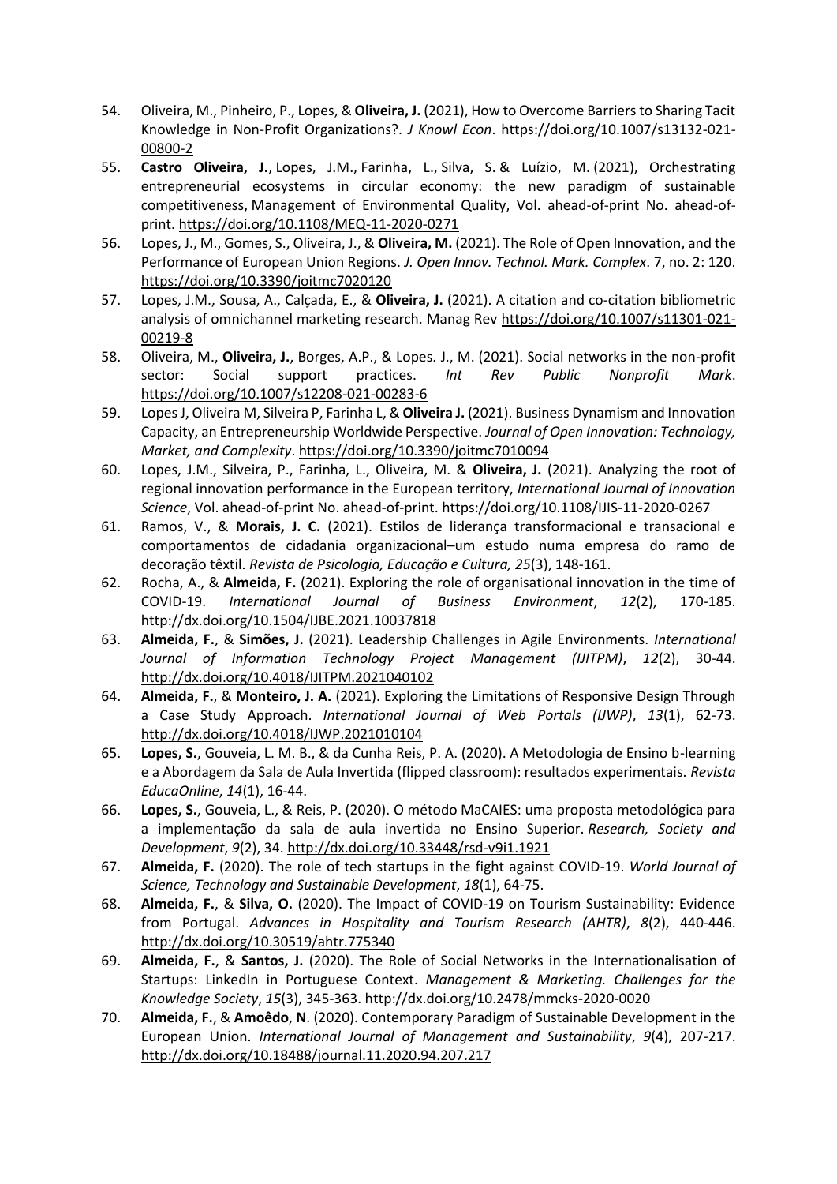54. Oliveira, M., Pinheiro, P., Lopes, & **Oliveira, J.** (2021), How to Overcome Barriers to Sharing Tacit Knowledge in Non-Profit Organizations?. *J Knowl Econ*. https://doi.org/10.1007/s13132-021-00800-2
55. **Castro Oliveira, J.**, Lopes, J.M., Farinha, L., Silva, S. & Luízio, M. (2021), Orchestrating entrepreneurial ecosystems in circular economy: the new paradigm of sustainable competitiveness, Management of Environmental Quality, Vol. ahead-of-print No. ahead-of-print. https://doi.org/10.1108/MEQ-11-2020-0271
56. Lopes, J., M., Gomes, S., Oliveira, J., & **Oliveira, M.** (2021). The Role of Open Innovation, and the Performance of European Union Regions. *J. Open Innov. Technol. Mark. Complex*. 7, no. 2: 120. https://doi.org/10.3390/joitmc7020120
57. Lopes, J.M., Sousa, A., Calçada, E., & **Oliveira, J.** (2021). A citation and co-citation bibliometric analysis of omnichannel marketing research. Manag Rev https://doi.org/10.1007/s11301-021-00219-8
58. Oliveira, M., **Oliveira, J.**, Borges, A.P., & Lopes. J., M. (2021). Social networks in the non-profit sector: Social support practices. *Int Rev Public Nonprofit Mark*. https://doi.org/10.1007/s12208-021-00283-6
59. Lopes J, Oliveira M, Silveira P, Farinha L, & **Oliveira J.** (2021). Business Dynamism and Innovation Capacity, an Entrepreneurship Worldwide Perspective. *Journal of Open Innovation: Technology, Market, and Complexity*. https://doi.org/10.3390/joitmc7010094
60. Lopes, J.M., Silveira, P., Farinha, L., Oliveira, M. & **Oliveira, J.** (2021). Analyzing the root of regional innovation performance in the European territory, *International Journal of Innovation Science*, Vol. ahead-of-print No. ahead-of-print. https://doi.org/10.1108/IJIS-11-2020-0267
61. Ramos, V., & **Morais, J. C.** (2021). Estilos de liderança transformacional e transacional e comportamentos de cidadania organizacional–um estudo numa empresa do ramo de decoração têxtil. *Revista de Psicologia, Educação e Cultura, 25*(3), 148-161.
62. Rocha, A., & **Almeida, F.** (2021). Exploring the role of organisational innovation in the time of COVID-19. *International Journal of Business Environment*, *12*(2), 170-185. http://dx.doi.org/10.1504/IJBE.2021.10037818
63. **Almeida, F.**, & **Simões, J.** (2021). Leadership Challenges in Agile Environments. *International Journal of Information Technology Project Management (IJITPM)*, *12*(2), 30-44. http://dx.doi.org/10.4018/IJITPM.2021040102
64. **Almeida, F.**, & **Monteiro, J. A.** (2021). Exploring the Limitations of Responsive Design Through a Case Study Approach. *International Journal of Web Portals (IJWP)*, *13*(1), 62-73. http://dx.doi.org/10.4018/IJWP.2021010104
65. **Lopes, S.**, Gouveia, L. M. B., & da Cunha Reis, P. A. (2020). A Metodologia de Ensino b-learning e a Abordagem da Sala de Aula Invertida (flipped classroom): resultados experimentais. *Revista EducaOnline*, *14*(1), 16-44.
66. **Lopes, S.**, Gouveia, L., & Reis, P. (2020). O método MaCAIES: uma proposta metodológica para a implementação da sala de aula invertida no Ensino Superior. *Research, Society and Development*, *9*(2), 34. http://dx.doi.org/10.33448/rsd-v9i1.1921
67. **Almeida, F.** (2020). The role of tech startups in the fight against COVID-19. *World Journal of Science, Technology and Sustainable Development*, *18*(1), 64-75.
68. **Almeida, F.**, & **Silva, O.** (2020). The Impact of COVID-19 on Tourism Sustainability: Evidence from Portugal. *Advances in Hospitality and Tourism Research (AHTR)*, *8*(2), 440-446. http://dx.doi.org/10.30519/ahtr.775340
69. **Almeida, F.**, & **Santos, J.** (2020). The Role of Social Networks in the Internationalisation of Startups: LinkedIn in Portuguese Context. *Management & Marketing. Challenges for the Knowledge Society*, *15*(3), 345-363. http://dx.doi.org/10.2478/mmcks-2020-0020
70. **Almeida, F.**, & **Amoêdo**, **N**. (2020). Contemporary Paradigm of Sustainable Development in the European Union. *International Journal of Management and Sustainability*, *9*(4), 207-217. http://dx.doi.org/10.18488/journal.11.2020.94.207.217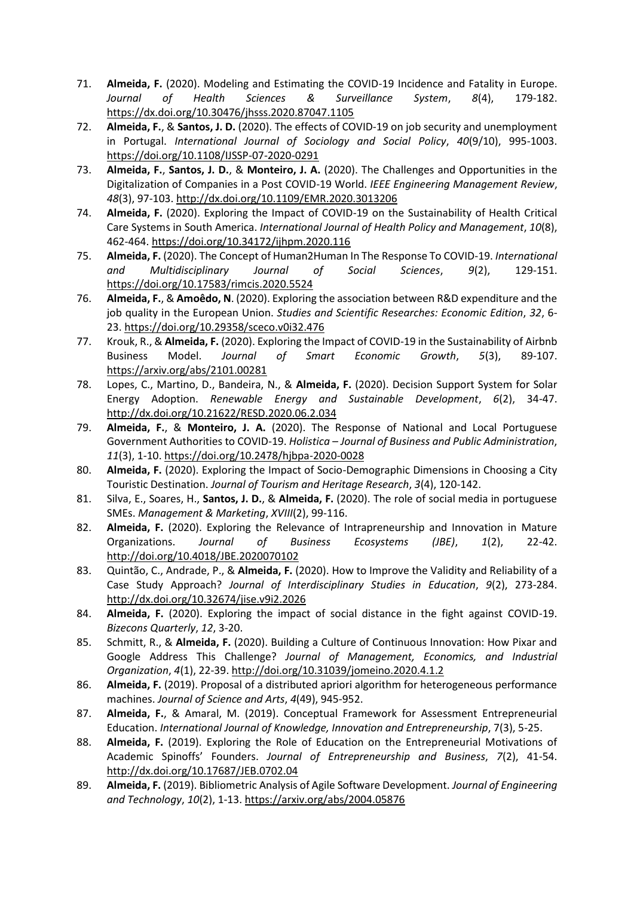71. **Almeida, F.** (2020). Modeling and Estimating the COVID-19 Incidence and Fatality in Europe. *Journal of Health Sciences & Surveillance System*, *8*(4), 179-182. https://dx.doi.org/10.30476/jhsss.2020.87047.1105
72. **Almeida, F.**, & **Santos, J. D.** (2020). The effects of COVID-19 on job security and unemployment in Portugal. *International Journal of Sociology and Social Policy*, *40*(9/10), 995-1003. https://doi.org/10.1108/IJSSP-07-2020-0291
73. **Almeida, F.**, **Santos, J. D.**, & **Monteiro, J. A.** (2020). The Challenges and Opportunities in the Digitalization of Companies in a Post COVID-19 World. *IEEE Engineering Management Review*, *48*(3), 97-103. http://dx.doi.org/10.1109/EMR.2020.3013206
74. **Almeida, F.** (2020). Exploring the Impact of COVID-19 on the Sustainability of Health Critical Care Systems in South America. *International Journal of Health Policy and Management*, *10*(8), 462-464. https://doi.org/10.34172/ijhpm.2020.116
75. **Almeida, F.** (2020). The Concept of Human2Human In The Response To COVID-19. *International and Multidisciplinary Journal of Social Sciences*, *9*(2), 129-151. https://doi.org/10.17583/rimcis.2020.5524
76. **Almeida, F.**, & **Amoêdo, N**. (2020). Exploring the association between R&D expenditure and the job quality in the European Union. *Studies and Scientific Researches: Economic Edition*, *32*, 6-23. https://doi.org/10.29358/sceco.v0i32.476
77. Krouk, R., & **Almeida, F.** (2020). Exploring the Impact of COVID-19 in the Sustainability of Airbnb Business Model. *Journal of Smart Economic Growth*, *5*(3), 89-107. https://arxiv.org/abs/2101.00281
78. Lopes, C., Martino, D., Bandeira, N., & **Almeida, F.** (2020). Decision Support System for Solar Energy Adoption. *Renewable Energy and Sustainable Development*, *6*(2), 34-47. http://dx.doi.org/10.21622/RESD.2020.06.2.034
79. **Almeida, F.**, & **Monteiro, J. A.** (2020). The Response of National and Local Portuguese Government Authorities to COVID-19. *Holistica – Journal of Business and Public Administration*, *11*(3), 1-10. https://doi.org/10.2478/hjbpa-2020-0028
80. **Almeida, F.** (2020). Exploring the Impact of Socio-Demographic Dimensions in Choosing a City Touristic Destination. *Journal of Tourism and Heritage Research*, *3*(4), 120-142.
81. Silva, E., Soares, H., **Santos, J. D.**, & **Almeida, F.** (2020). The role of social media in portuguese SMEs. *Management & Marketing*, *XVIII*(2), 99-116.
82. **Almeida, F.** (2020). Exploring the Relevance of Intrapreneurship and Innovation in Mature Organizations. *Journal of Business Ecosystems (JBE)*, *1*(2), 22-42. http://doi.org/10.4018/JBE.2020070102
83. Quintão, C., Andrade, P., & **Almeida, F.** (2020). How to Improve the Validity and Reliability of a Case Study Approach? *Journal of Interdisciplinary Studies in Education*, *9*(2), 273-284. http://dx.doi.org/10.32674/jise.v9i2.2026
84. **Almeida, F.** (2020). Exploring the impact of social distance in the fight against COVID-19. *Bizecons Quarterly*, *12*, 3-20.
85. Schmitt, R., & **Almeida, F.** (2020). Building a Culture of Continuous Innovation: How Pixar and Google Address This Challenge? *Journal of Management, Economics, and Industrial Organization*, *4*(1), 22-39. http://doi.org/10.31039/jomeino.2020.4.1.2
86. **Almeida, F.** (2019). Proposal of a distributed apriori algorithm for heterogeneous performance machines. *Journal of Science and Arts*, *4*(49), 945-952.
87. **Almeida, F.**, & Amaral, M. (2019). Conceptual Framework for Assessment Entrepreneurial Education. *International Journal of Knowledge, Innovation and Entrepreneurship*, 7(3), 5-25.
88. **Almeida, F.** (2019). Exploring the Role of Education on the Entrepreneurial Motivations of Academic Spinoffs' Founders. *Journal of Entrepreneurship and Business*, *7*(2), 41-54. http://dx.doi.org/10.17687/JEB.0702.04
89. **Almeida, F.** (2019). Bibliometric Analysis of Agile Software Development. *Journal of Engineering and Technology*, *10*(2), 1-13. https://arxiv.org/abs/2004.05876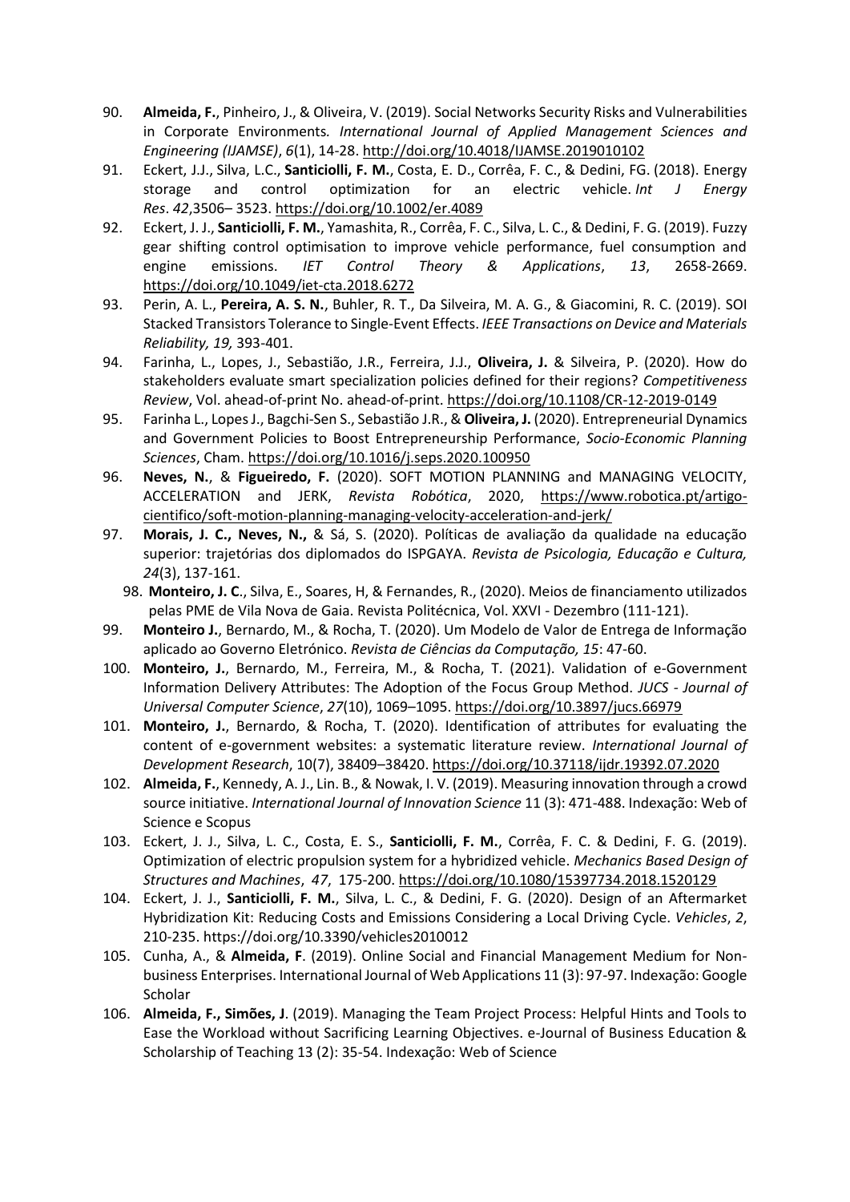90. **Almeida, F.**, Pinheiro, J., & Oliveira, V. (2019). Social Networks Security Risks and Vulnerabilities in Corporate Environments. *International Journal of Applied Management Sciences and Engineering (IJAMSE)*, *6*(1), 14-28. http://doi.org/10.4018/IJAMSE.2019010102
91. Eckert, J.J., Silva, L.C., **Santiciolli, F. M.**, Costa, E. D., Corrêa, F. C., & Dedini, FG. (2018). Energy storage and control optimization for an electric vehicle. *Int J Energy Res*. *42*,3506– 3523. https://doi.org/10.1002/er.4089
92. Eckert, J. J., **Santiciolli, F. M.**, Yamashita, R., Corrêa, F. C., Silva, L. C., & Dedini, F. G. (2019). Fuzzy gear shifting control optimisation to improve vehicle performance, fuel consumption and engine emissions. *IET Control Theory & Applications*, *13*, 2658-2669. https://doi.org/10.1049/iet-cta.2018.6272
93. Perin, A. L., **Pereira, A. S. N.**, Buhler, R. T., Da Silveira, M. A. G., & Giacomini, R. C. (2019). SOI Stacked Transistors Tolerance to Single-Event Effects. *IEEE Transactions on Device and Materials Reliability, 19,* 393-401.
94. Farinha, L., Lopes, J., Sebastião, J.R., Ferreira, J.J., **Oliveira, J.** & Silveira, P. (2020). How do stakeholders evaluate smart specialization policies defined for their regions? *Competitiveness Review*, Vol. ahead-of-print No. ahead-of-print. https://doi.org/10.1108/CR-12-2019-0149
95. Farinha L., Lopes J., Bagchi-Sen S., Sebastião J.R., & **Oliveira, J.** (2020). Entrepreneurial Dynamics and Government Policies to Boost Entrepreneurship Performance, *Socio-Economic Planning Sciences*, Cham. https://doi.org/10.1016/j.seps.2020.100950
96. **Neves, N.**, & **Figueiredo, F.** (2020). SOFT MOTION PLANNING and MANAGING VELOCITY, ACCELERATION and JERK, *Revista Robótica*, 2020, https://www.robotica.pt/artigo-cientifico/soft-motion-planning-managing-velocity-acceleration-and-jerk/
97. **Morais, J. C., Neves, N.,** & Sá, S. (2020). Políticas de avaliação da qualidade na educação superior: trajetórias dos diplomados do ISPGAYA. *Revista de Psicologia, Educação e Cultura, 24*(3), 137-161.
98. **Monteiro, J. C**., Silva, E., Soares, H, & Fernandes, R., (2020). Meios de financiamento utilizados pelas PME de Vila Nova de Gaia. Revista Politécnica, Vol. XXVI - Dezembro (111-121).
99. **Monteiro J.**, Bernardo, M., & Rocha, T. (2020). Um Modelo de Valor de Entrega de Informação aplicado ao Governo Eletrónico. *Revista de Ciências da Computação, 15*: 47-60.
100. **Monteiro, J.**, Bernardo, M., Ferreira, M., & Rocha, T. (2021). Validation of e-Government Information Delivery Attributes: The Adoption of the Focus Group Method. *JUCS - Journal of Universal Computer Science*, *27*(10), 1069–1095. https://doi.org/10.3897/jucs.66979
101. **Monteiro, J.**, Bernardo, & Rocha, T. (2020). Identification of attributes for evaluating the content of e-government websites: a systematic literature review. *International Journal of Development Research*, 10(7), 38409–38420. https://doi.org/10.37118/ijdr.19392.07.2020
102. **Almeida, F.**, Kennedy, A. J., Lin. B., & Nowak, I. V. (2019). Measuring innovation through a crowd source initiative. *International Journal of Innovation Science* 11 (3): 471-488. Indexação: Web of Science e Scopus
103. Eckert, J. J., Silva, L. C., Costa, E. S., **Santiciolli, F. M.**, Corrêa, F. C. & Dedini, F. G. (2019). Optimization of electric propulsion system for a hybridized vehicle. *Mechanics Based Design of Structures and Machines*, *47*, 175-200. https://doi.org/10.1080/15397734.2018.1520129
104. Eckert, J. J., **Santiciolli, F. M.**, Silva, L. C., & Dedini, F. G. (2020). Design of an Aftermarket Hybridization Kit: Reducing Costs and Emissions Considering a Local Driving Cycle. *Vehicles*, *2*, 210-235. https://doi.org/10.3390/vehicles2010012
105. Cunha, A., & **Almeida, F**. (2019). Online Social and Financial Management Medium for Non-business Enterprises. International Journal of Web Applications 11 (3): 97-97. Indexação: Google Scholar
106. **Almeida, F., Simões, J**. (2019). Managing the Team Project Process: Helpful Hints and Tools to Ease the Workload without Sacrificing Learning Objectives. e-Journal of Business Education & Scholarship of Teaching 13 (2): 35-54. Indexação: Web of Science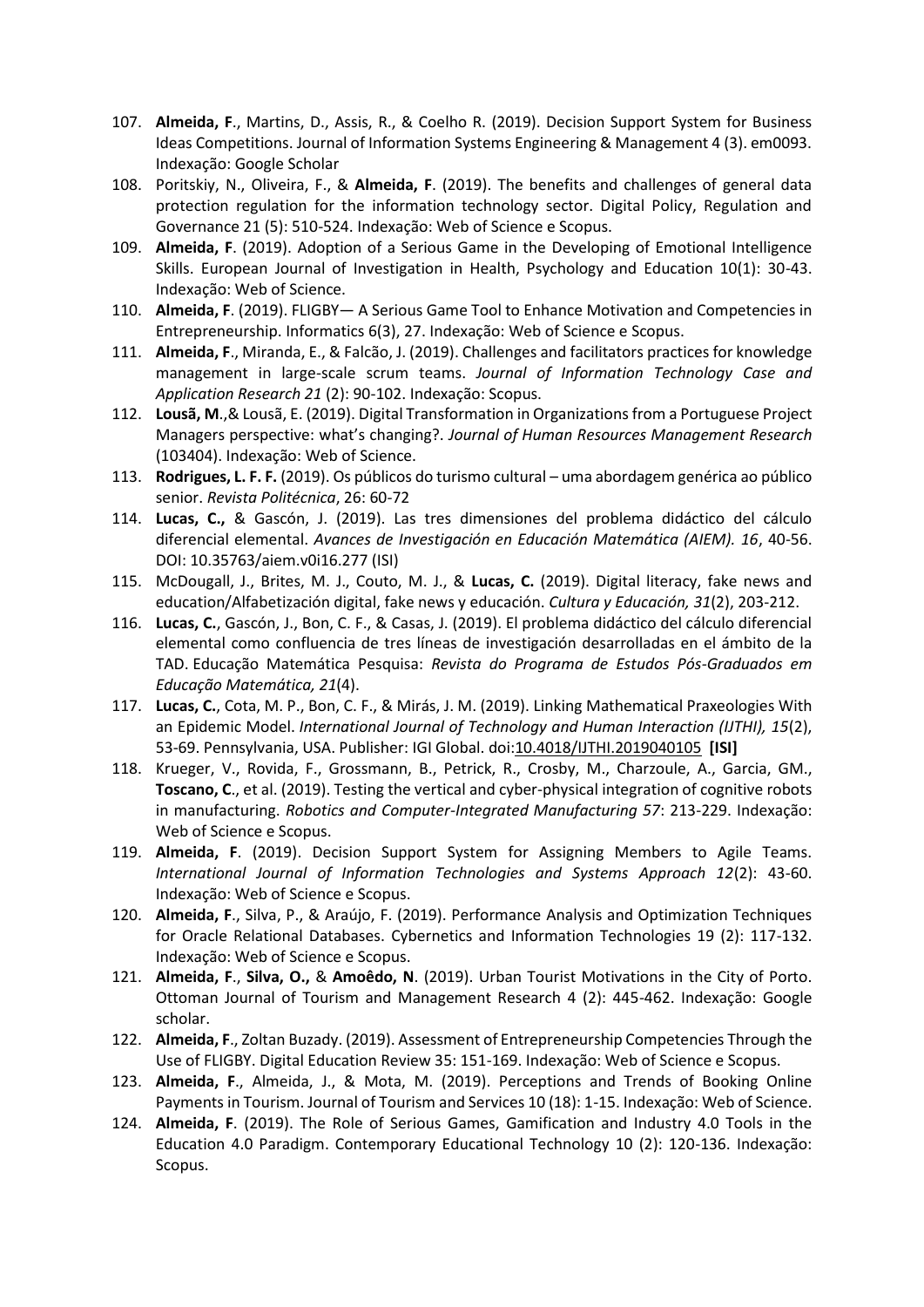107. **Almeida, F**., Martins, D., Assis, R., & Coelho R. (2019). Decision Support System for Business Ideas Competitions. Journal of Information Systems Engineering & Management 4 (3). em0093. Indexação: Google Scholar
108. Poritskiy, N., Oliveira, F., & **Almeida, F**. (2019). The benefits and challenges of general data protection regulation for the information technology sector. Digital Policy, Regulation and Governance 21 (5): 510-524. Indexação: Web of Science e Scopus.
109. **Almeida, F**. (2019). Adoption of a Serious Game in the Developing of Emotional Intelligence Skills. European Journal of Investigation in Health, Psychology and Education 10(1): 30-43. Indexação: Web of Science.
110. **Almeida, F**. (2019). FLIGBY— A Serious Game Tool to Enhance Motivation and Competencies in Entrepreneurship. Informatics 6(3), 27. Indexação: Web of Science e Scopus.
111. **Almeida, F**., Miranda, E., & Falcão, J. (2019). Challenges and facilitators practices for knowledge management in large-scale scrum teams. *Journal of Information Technology Case and Application Research 21* (2): 90-102. Indexação: Scopus.
112. **Lousã, M**.,& Lousã, E. (2019). Digital Transformation in Organizations from a Portuguese Project Managers perspective: what's changing?. *Journal of Human Resources Management Research* (103404). Indexação: Web of Science.
113. **Rodrigues, L. F. F.** (2019). Os públicos do turismo cultural – uma abordagem genérica ao público senior. *Revista Politécnica*, 26: 60-72
114. **Lucas, C.,** & Gascón, J. (2019). Las tres dimensiones del problema didáctico del cálculo diferencial elemental. *Avances de Investigación en Educación Matemática (AIEM). 16*, 40-56. DOI: 10.35763/aiem.v0i16.277 (ISI)
115. McDougall, J., Brites, M. J., Couto, M. J., & **Lucas, C.** (2019). Digital literacy, fake news and education/Alfabetización digital, fake news y educación. *Cultura y Educación, 31*(2), 203-212.
116. **Lucas, C.**, Gascón, J., Bon, C. F., & Casas, J. (2019). El problema didáctico del cálculo diferencial elemental como confluencia de tres líneas de investigación desarrolladas en el ámbito de la TAD. Educação Matemática Pesquisa: *Revista do Programa de Estudos Pós-Graduados em Educação Matemática, 21*(4).
117. **Lucas, C.**, Cota, M. P., Bon, C. F., & Mirás, J. M. (2019). Linking Mathematical Praxeologies With an Epidemic Model. *International Journal of Technology and Human Interaction (IJTHI), 15*(2), 53-69. Pennsylvania, USA. Publisher: IGI Global. doi:10.4018/IJTHI.2019040105 **[ISI]**
118. Krueger, V., Rovida, F., Grossmann, B., Petrick, R., Crosby, M., Charzoule, A., Garcia, GM., **Toscano, C**., et al. (2019). Testing the vertical and cyber-physical integration of cognitive robots in manufacturing. *Robotics and Computer-Integrated Manufacturing 57*: 213-229. Indexação: Web of Science e Scopus.
119. **Almeida, F**. (2019). Decision Support System for Assigning Members to Agile Teams. *International Journal of Information Technologies and Systems Approach 12*(2): 43-60. Indexação: Web of Science e Scopus.
120. **Almeida, F**., Silva, P., & Araújo, F. (2019). Performance Analysis and Optimization Techniques for Oracle Relational Databases. Cybernetics and Information Technologies 19 (2): 117-132. Indexação: Web of Science e Scopus.
121. **Almeida, F**., **Silva, O.,** & **Amoêdo, N**. (2019). Urban Tourist Motivations in the City of Porto. Ottoman Journal of Tourism and Management Research 4 (2): 445-462. Indexação: Google scholar.
122. **Almeida, F**., Zoltan Buzady. (2019). Assessment of Entrepreneurship Competencies Through the Use of FLIGBY. Digital Education Review 35: 151-169. Indexação: Web of Science e Scopus.
123. **Almeida, F**., Almeida, J., & Mota, M. (2019). Perceptions and Trends of Booking Online Payments in Tourism. Journal of Tourism and Services 10 (18): 1-15. Indexação: Web of Science.
124. **Almeida, F**. (2019). The Role of Serious Games, Gamification and Industry 4.0 Tools in the Education 4.0 Paradigm. Contemporary Educational Technology 10 (2): 120-136. Indexação: Scopus.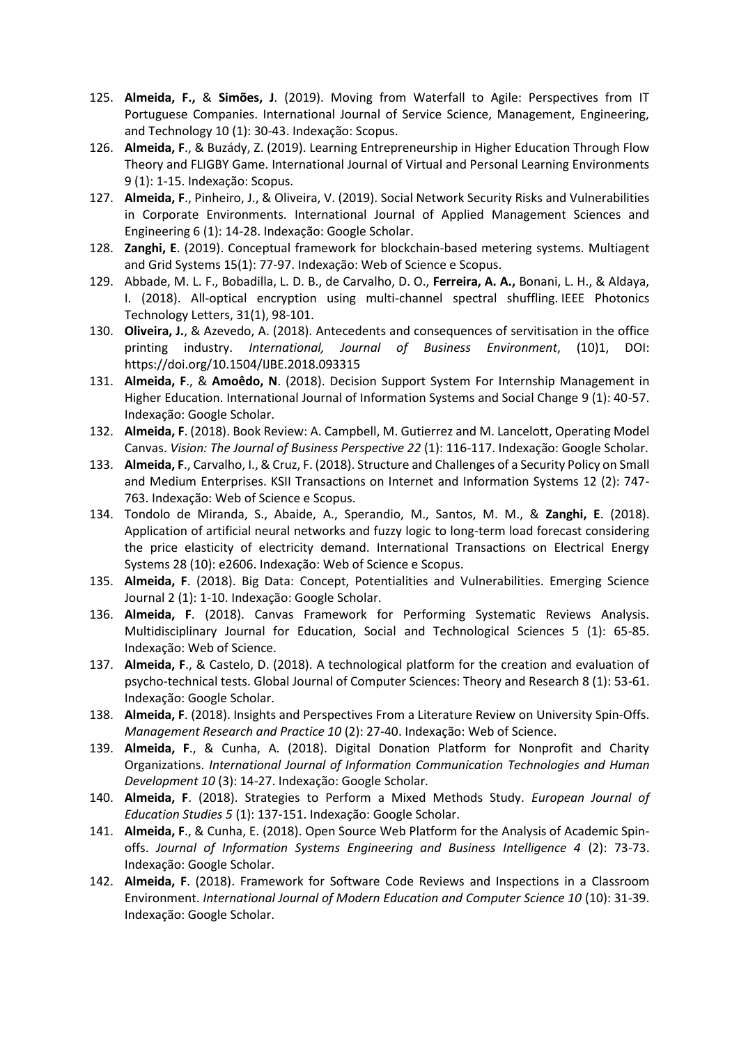125. **Almeida, F.,** & **Simões, J**. (2019). Moving from Waterfall to Agile: Perspectives from IT Portuguese Companies. International Journal of Service Science, Management, Engineering, and Technology 10 (1): 30-43. Indexação: Scopus.
126. **Almeida, F**., & Buzády, Z. (2019). Learning Entrepreneurship in Higher Education Through Flow Theory and FLIGBY Game. International Journal of Virtual and Personal Learning Environments 9 (1): 1-15. Indexação: Scopus.
127. **Almeida, F**., Pinheiro, J., & Oliveira, V. (2019). Social Network Security Risks and Vulnerabilities in Corporate Environments. International Journal of Applied Management Sciences and Engineering 6 (1): 14-28. Indexação: Google Scholar.
128. **Zanghi, E**. (2019). Conceptual framework for blockchain-based metering systems. Multiagent and Grid Systems 15(1): 77-97. Indexação: Web of Science e Scopus.
129. Abbade, M. L. F., Bobadilla, L. D. B., de Carvalho, D. O., **Ferreira, A. A.,** Bonani, L. H., & Aldaya, I. (2018). All-optical encryption using multi-channel spectral shuffling. IEEE Photonics Technology Letters, 31(1), 98-101.
130. **Oliveira, J.**, & Azevedo, A. (2018). Antecedents and consequences of servitisation in the office printing industry. *International, Journal of Business Environment*, (10)1, DOI: https://doi.org/10.1504/IJBE.2018.093315
131. **Almeida, F**., & **Amoêdo, N**. (2018). Decision Support System For Internship Management in Higher Education. International Journal of Information Systems and Social Change 9 (1): 40-57. Indexação: Google Scholar.
132. **Almeida, F**. (2018). Book Review: A. Campbell, M. Gutierrez and M. Lancelott, Operating Model Canvas. *Vision: The Journal of Business Perspective 22* (1): 116-117. Indexação: Google Scholar.
133. **Almeida, F**., Carvalho, I., & Cruz, F. (2018). Structure and Challenges of a Security Policy on Small and Medium Enterprises. KSII Transactions on Internet and Information Systems 12 (2): 747-763. Indexação: Web of Science e Scopus.
134. Tondolo de Miranda, S., Abaide, A., Sperandio, M., Santos, M. M., & **Zanghi, E**. (2018). Application of artificial neural networks and fuzzy logic to long-term load forecast considering the price elasticity of electricity demand. International Transactions on Electrical Energy Systems 28 (10): e2606. Indexação: Web of Science e Scopus.
135. **Almeida, F**. (2018). Big Data: Concept, Potentialities and Vulnerabilities. Emerging Science Journal 2 (1): 1-10. Indexação: Google Scholar.
136. **Almeida, F**. (2018). Canvas Framework for Performing Systematic Reviews Analysis. Multidisciplinary Journal for Education, Social and Technological Sciences 5 (1): 65-85. Indexação: Web of Science.
137. **Almeida, F**., & Castelo, D. (2018). A technological platform for the creation and evaluation of psycho-technical tests. Global Journal of Computer Sciences: Theory and Research 8 (1): 53-61. Indexação: Google Scholar.
138. **Almeida, F**. (2018). Insights and Perspectives From a Literature Review on University Spin-Offs. *Management Research and Practice 10* (2): 27-40. Indexação: Web of Science.
139. **Almeida, F**., & Cunha, A. (2018). Digital Donation Platform for Nonprofit and Charity Organizations. *International Journal of Information Communication Technologies and Human Development 10* (3): 14-27. Indexação: Google Scholar.
140. **Almeida, F**. (2018). Strategies to Perform a Mixed Methods Study. *European Journal of Education Studies 5* (1): 137-151. Indexação: Google Scholar.
141. **Almeida, F**., & Cunha, E. (2018). Open Source Web Platform for the Analysis of Academic Spin-offs. *Journal of Information Systems Engineering and Business Intelligence 4* (2): 73-73. Indexação: Google Scholar.
142. **Almeida, F**. (2018). Framework for Software Code Reviews and Inspections in a Classroom Environment. *International Journal of Modern Education and Computer Science 10* (10): 31-39. Indexação: Google Scholar.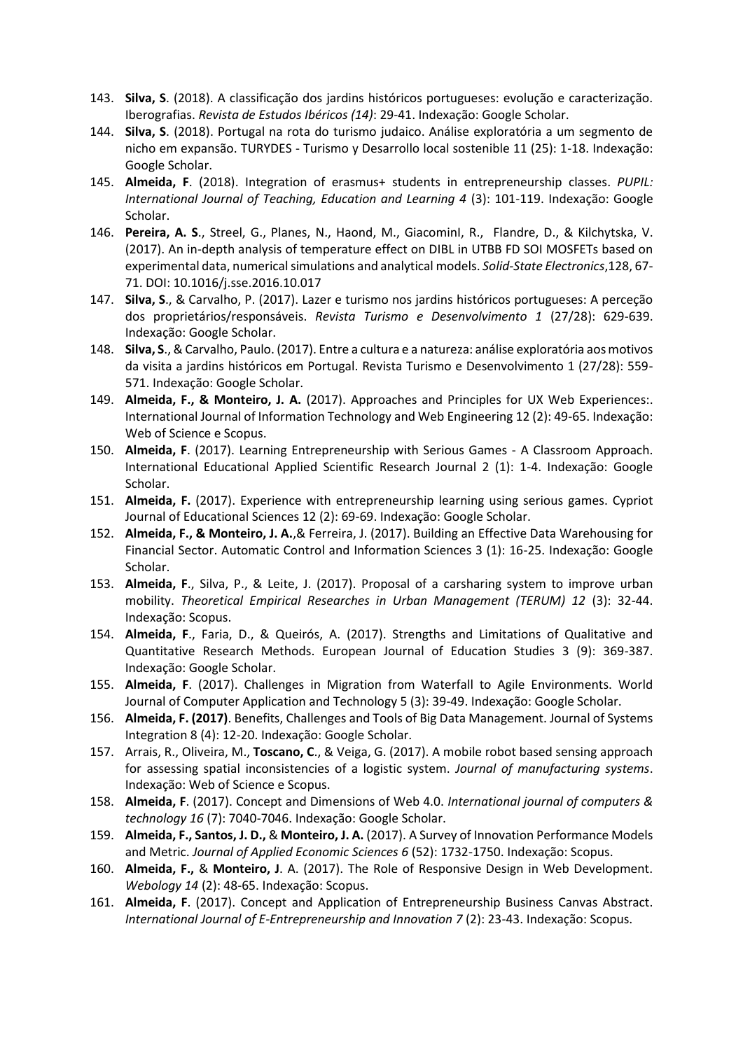143. **Silva, S**. (2018). A classificação dos jardins históricos portugueses: evolução e caracterização. Iberografias. *Revista de Estudos Ibéricos (14)*: 29-41. Indexação: Google Scholar.
144. **Silva, S**. (2018). Portugal na rota do turismo judaico. Análise exploratória a um segmento de nicho em expansão. TURYDES - Turismo y Desarrollo local sostenible 11 (25): 1-18. Indexação: Google Scholar.
145. **Almeida, F**. (2018). Integration of erasmus+ students in entrepreneurship classes. *PUPIL: International Journal of Teaching, Education and Learning 4* (3): 101-119. Indexação: Google Scholar.
146. **Pereira, A. S**., Streel, G., Planes, N., Haond, M., GiacominI, R., Flandre, D., & Kilchytska, V. (2017). An in-depth analysis of temperature effect on DIBL in UTBB FD SOI MOSFETs based on experimental data, numerical simulations and analytical models. *Solid-State Electronics*,128, 67-71. DOI: 10.1016/j.sse.2016.10.017
147. **Silva, S**., & Carvalho, P. (2017). Lazer e turismo nos jardins históricos portugueses: A perceção dos proprietários/responsáveis. *Revista Turismo e Desenvolvimento 1* (27/28): 629-639. Indexação: Google Scholar.
148. **Silva, S**., & Carvalho, Paulo. (2017). Entre a cultura e a natureza: análise exploratória aos motivos da visita a jardins históricos em Portugal. Revista Turismo e Desenvolvimento 1 (27/28): 559-571. Indexação: Google Scholar.
149. **Almeida, F., & Monteiro, J. A.** (2017). Approaches and Principles for UX Web Experiences:. International Journal of Information Technology and Web Engineering 12 (2): 49-65. Indexação: Web of Science e Scopus.
150. **Almeida, F**. (2017). Learning Entrepreneurship with Serious Games - A Classroom Approach. International Educational Applied Scientific Research Journal 2 (1): 1-4. Indexação: Google Scholar.
151. **Almeida, F.** (2017). Experience with entrepreneurship learning using serious games. Cypriot Journal of Educational Sciences 12 (2): 69-69. Indexação: Google Scholar.
152. **Almeida, F., & Monteiro, J. A.**,& Ferreira, J. (2017). Building an Effective Data Warehousing for Financial Sector. Automatic Control and Information Sciences 3 (1): 16-25. Indexação: Google Scholar.
153. **Almeida, F**., Silva, P., & Leite, J. (2017). Proposal of a carsharing system to improve urban mobility. *Theoretical Empirical Researches in Urban Management (TERUM) 12* (3): 32-44. Indexação: Scopus.
154. **Almeida, F**., Faria, D., & Queirós, A. (2017). Strengths and Limitations of Qualitative and Quantitative Research Methods. European Journal of Education Studies 3 (9): 369-387. Indexação: Google Scholar.
155. **Almeida, F**. (2017). Challenges in Migration from Waterfall to Agile Environments. World Journal of Computer Application and Technology 5 (3): 39-49. Indexação: Google Scholar.
156. **Almeida, F. (2017)**. Benefits, Challenges and Tools of Big Data Management. Journal of Systems Integration 8 (4): 12-20. Indexação: Google Scholar.
157. Arrais, R., Oliveira, M., **Toscano, C**., & Veiga, G. (2017). A mobile robot based sensing approach for assessing spatial inconsistencies of a logistic system. *Journal of manufacturing systems*. Indexação: Web of Science e Scopus.
158. **Almeida, F**. (2017). Concept and Dimensions of Web 4.0. *International journal of computers & technology 16* (7): 7040-7046. Indexação: Google Scholar.
159. **Almeida, F., Santos, J. D.,** & **Monteiro, J. A.** (2017). A Survey of Innovation Performance Models and Metric. *Journal of Applied Economic Sciences 6* (52): 1732-1750. Indexação: Scopus.
160. **Almeida, F.,** & **Monteiro, J**. A. (2017). The Role of Responsive Design in Web Development. *Webology 14* (2): 48-65. Indexação: Scopus.
161. **Almeida, F**. (2017). Concept and Application of Entrepreneurship Business Canvas Abstract. *International Journal of E-Entrepreneurship and Innovation 7* (2): 23-43. Indexação: Scopus.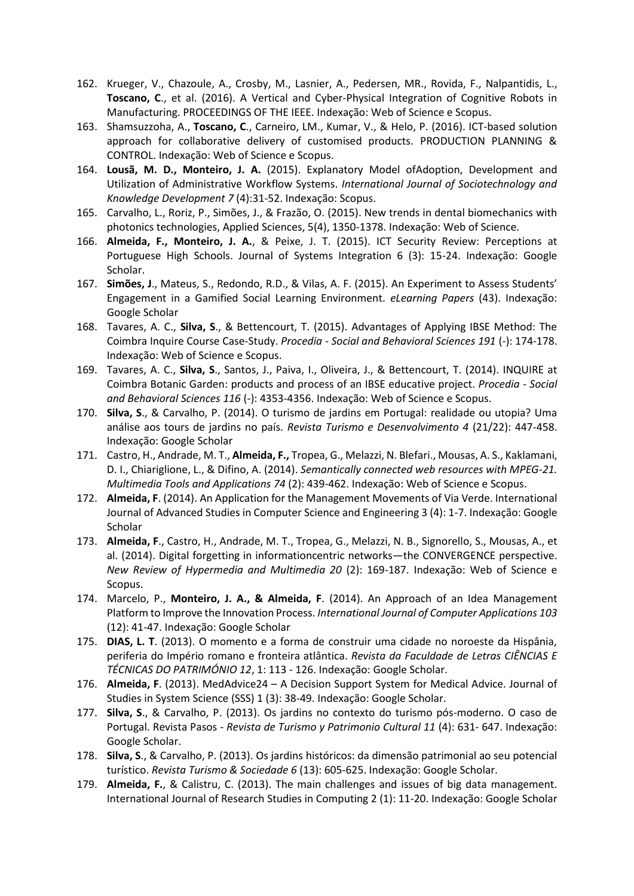162. Krueger, V., Chazoule, A., Crosby, M., Lasnier, A., Pedersen, MR., Rovida, F., Nalpantidis, L., **Toscano, C**., et al. (2016). A Vertical and Cyber-Physical Integration of Cognitive Robots in Manufacturing. PROCEEDINGS OF THE IEEE. Indexação: Web of Science e Scopus.
163. Shamsuzzoha, A., **Toscano, C**., Carneiro, LM., Kumar, V., & Helo, P. (2016). ICT-based solution approach for collaborative delivery of customised products. PRODUCTION PLANNING & CONTROL. Indexação: Web of Science e Scopus.
164. **Lousã, M. D., Monteiro, J. A.** (2015). Explanatory Model ofAdoption, Development and Utilization of Administrative Workflow Systems. *International Journal of Sociotechnology and Knowledge Development 7* (4):31-52. Indexação: Scopus.
165. Carvalho, L., Roriz, P., Simões, J., & Frazão, O. (2015). New trends in dental biomechanics with photonics technologies, Applied Sciences, 5(4), 1350-1378. Indexação: Web of Science.
166. **Almeida, F., Monteiro, J. A.**, & Peixe, J. T. (2015). ICT Security Review: Perceptions at Portuguese High Schools. Journal of Systems Integration 6 (3): 15-24. Indexação: Google Scholar.
167. **Simões, J**., Mateus, S., Redondo, R.D., & Vilas, A. F. (2015). An Experiment to Assess Students' Engagement in a Gamified Social Learning Environment. *eLearning Papers* (43). Indexação: Google Scholar
168. Tavares, A. C., **Silva, S**., & Bettencourt, T. (2015). Advantages of Applying IBSE Method: The Coimbra Inquire Course Case-Study. *Procedia - Social and Behavioral Sciences 191* (-): 174-178. Indexação: Web of Science e Scopus.
169. Tavares, A. C., **Silva, S**., Santos, J., Paiva, I., Oliveira, J., & Bettencourt, T. (2014). INQUIRE at Coimbra Botanic Garden: products and process of an IBSE educative project. *Procedia - Social and Behavioral Sciences 116* (-): 4353-4356. Indexação: Web of Science e Scopus.
170. **Silva, S**., & Carvalho, P. (2014). O turismo de jardins em Portugal: realidade ou utopia? Uma análise aos tours de jardins no país. *Revista Turismo e Desenvolvimento 4* (21/22): 447-458. Indexação: Google Scholar
171. Castro, H., Andrade, M. T., **Almeida, F.,** Tropea, G., Melazzi, N. Blefari., Mousas, A. S., Kaklamani, D. I., Chiariglione, L., & Difino, A. (2014). *Semantically connected web resources with MPEG-21. Multimedia Tools and Applications 74* (2): 439-462. Indexação: Web of Science e Scopus.
172. **Almeida, F**. (2014). An Application for the Management Movements of Via Verde. International Journal of Advanced Studies in Computer Science and Engineering 3 (4): 1-7. Indexação: Google Scholar
173. **Almeida, F**., Castro, H., Andrade, M. T., Tropea, G., Melazzi, N. B., Signorello, S., Mousas, A., et al. (2014). Digital forgetting in informationcentric networks—the CONVERGENCE perspective. *New Review of Hypermedia and Multimedia 20* (2): 169-187. Indexação: Web of Science e Scopus.
174. Marcelo, P., **Monteiro, J. A., & Almeida, F**. (2014). An Approach of an Idea Management Platform to Improve the Innovation Process. *International Journal of Computer Applications 103* (12): 41-47. Indexação: Google Scholar
175. **DIAS, L. T**. (2013). O momento e a forma de construir uma cidade no noroeste da Hispânia, periferia do Império romano e fronteira atlântica. *Revista da Faculdade de Letras CIÊNCIAS E TÉCNICAS DO PATRIMÓNIO 12*, 1: 113 - 126. Indexação: Google Scholar.
176. **Almeida, F**. (2013). MedAdvice24 – A Decision Support System for Medical Advice. Journal of Studies in System Science (SSS) 1 (3): 38-49. Indexação: Google Scholar.
177. **Silva, S**., & Carvalho, P. (2013). Os jardins no contexto do turismo pós-moderno. O caso de Portugal. Revista Pasos - *Revista de Turismo y Patrimonio Cultural 11* (4): 631- 647. Indexação: Google Scholar.
178. **Silva, S**., & Carvalho, P. (2013). Os jardins históricos: da dimensão patrimonial ao seu potencial turístico. *Revista Turismo & Sociedade 6* (13): 605-625. Indexação: Google Scholar.
179. **Almeida, F.**, & Calistru, C. (2013). The main challenges and issues of big data management. International Journal of Research Studies in Computing 2 (1): 11-20. Indexação: Google Scholar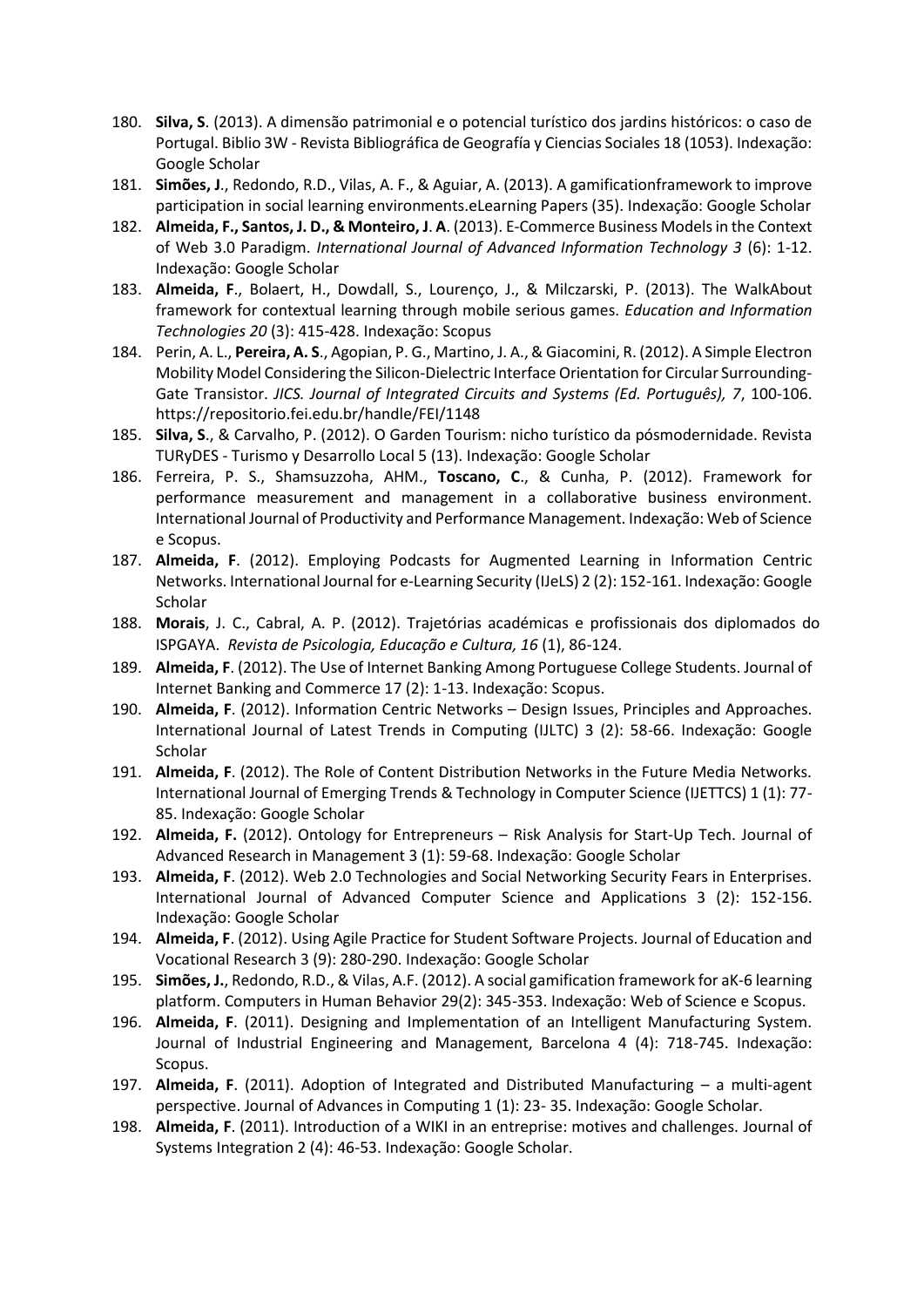180. **Silva, S**. (2013). A dimensão patrimonial e o potencial turístico dos jardins históricos: o caso de Portugal. Biblio 3W - Revista Bibliográfica de Geografía y Ciencias Sociales 18 (1053). Indexação: Google Scholar
181. **Simões, J**., Redondo, R.D., Vilas, A. F., & Aguiar, A. (2013). A gamificationframework to improve participation in social learning environments.eLearning Papers (35). Indexação: Google Scholar
182. **Almeida, F., Santos, J. D., & Monteiro, J. A**. (2013). E-Commerce Business Models in the Context of Web 3.0 Paradigm. *International Journal of Advanced Information Technology 3* (6): 1-12. Indexação: Google Scholar
183. **Almeida, F**., Bolaert, H., Dowdall, S., Lourenço, J., & Milczarski, P. (2013). The WalkAbout framework for contextual learning through mobile serious games. *Education and Information Technologies 20* (3): 415-428. Indexação: Scopus
184. Perin, A. L., **Pereira, A. S**., Agopian, P. G., Martino, J. A., & Giacomini, R. (2012). A Simple Electron Mobility Model Considering the Silicon-Dielectric Interface Orientation for Circular Surrounding-Gate Transistor. *JICS. Journal of Integrated Circuits and Systems (Ed. Português), 7*, 100-106. https://repositorio.fei.edu.br/handle/FEI/1148
185. **Silva, S**., & Carvalho, P. (2012). O Garden Tourism: nicho turístico da pósmodernidade. Revista TURyDES - Turismo y Desarrollo Local 5 (13). Indexação: Google Scholar
186. Ferreira, P. S., Shamsuzzoha, AHM., **Toscano, C**., & Cunha, P. (2012). Framework for performance measurement and management in a collaborative business environment. International Journal of Productivity and Performance Management. Indexação: Web of Science e Scopus.
187. **Almeida, F**. (2012). Employing Podcasts for Augmented Learning in Information Centric Networks. International Journal for e-Learning Security (IJeLS) 2 (2): 152-161. Indexação: Google Scholar
188. **Morais**, J. C., Cabral, A. P. (2012). Trajetórias académicas e profissionais dos diplomados do ISPGAYA. *Revista de Psicologia, Educação e Cultura, 16* (1), 86-124.
189. **Almeida, F**. (2012). The Use of Internet Banking Among Portuguese College Students. Journal of Internet Banking and Commerce 17 (2): 1-13. Indexação: Scopus.
190. **Almeida, F**. (2012). Information Centric Networks – Design Issues, Principles and Approaches. International Journal of Latest Trends in Computing (IJLTC) 3 (2): 58-66. Indexação: Google Scholar
191. **Almeida, F**. (2012). The Role of Content Distribution Networks in the Future Media Networks. International Journal of Emerging Trends & Technology in Computer Science (IJETTCS) 1 (1): 77-85. Indexação: Google Scholar
192. **Almeida, F.** (2012). Ontology for Entrepreneurs – Risk Analysis for Start-Up Tech. Journal of Advanced Research in Management 3 (1): 59-68. Indexação: Google Scholar
193. **Almeida, F**. (2012). Web 2.0 Technologies and Social Networking Security Fears in Enterprises. International Journal of Advanced Computer Science and Applications 3 (2): 152-156. Indexação: Google Scholar
194. **Almeida, F**. (2012). Using Agile Practice for Student Software Projects. Journal of Education and Vocational Research 3 (9): 280-290. Indexação: Google Scholar
195. **Simões, J.**, Redondo, R.D., & Vilas, A.F. (2012). A social gamification framework for aK-6 learning platform. Computers in Human Behavior 29(2): 345-353. Indexação: Web of Science e Scopus.
196. **Almeida, F**. (2011). Designing and Implementation of an Intelligent Manufacturing System. Journal of Industrial Engineering and Management, Barcelona 4 (4): 718-745. Indexação: Scopus.
197. **Almeida, F**. (2011). Adoption of Integrated and Distributed Manufacturing – a multi-agent perspective. Journal of Advances in Computing 1 (1): 23- 35. Indexação: Google Scholar.
198. **Almeida, F**. (2011). Introduction of a WIKI in an entreprise: motives and challenges. Journal of Systems Integration 2 (4): 46-53. Indexação: Google Scholar.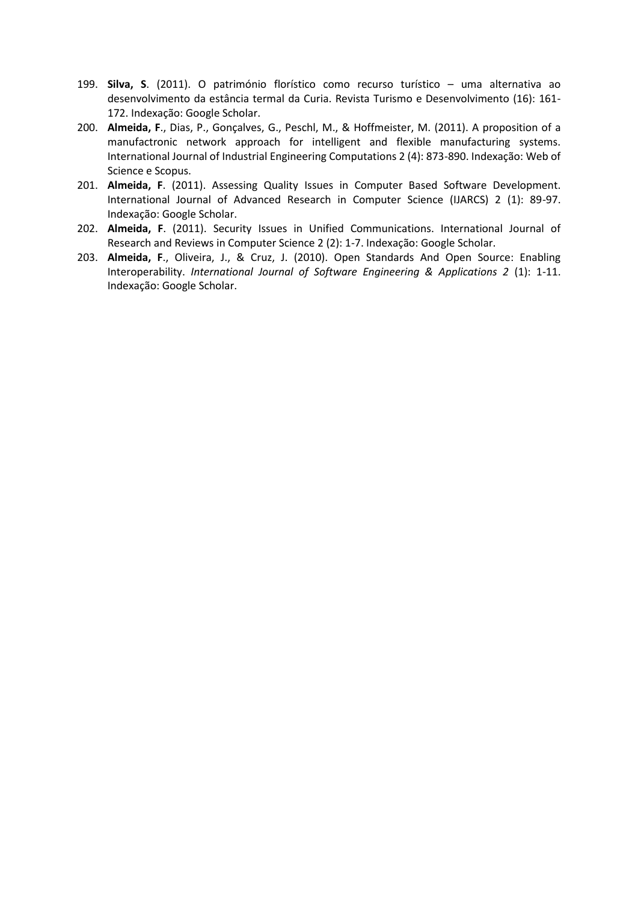199. **Silva, S**. (2011). O património florístico como recurso turístico – uma alternativa ao desenvolvimento da estância termal da Curia. Revista Turismo e Desenvolvimento (16): 161-172. Indexação: Google Scholar.
200. **Almeida, F**., Dias, P., Gonçalves, G., Peschl, M., & Hoffmeister, M. (2011). A proposition of a manufactronic network approach for intelligent and flexible manufacturing systems. International Journal of Industrial Engineering Computations 2 (4): 873-890. Indexação: Web of Science e Scopus.
201. **Almeida, F**. (2011). Assessing Quality Issues in Computer Based Software Development. International Journal of Advanced Research in Computer Science (IJARCS) 2 (1): 89-97. Indexação: Google Scholar.
202. **Almeida, F**. (2011). Security Issues in Unified Communications. International Journal of Research and Reviews in Computer Science 2 (2): 1-7. Indexação: Google Scholar.
203. **Almeida, F**., Oliveira, J., & Cruz, J. (2010). Open Standards And Open Source: Enabling Interoperability. *International Journal of Software Engineering & Applications 2* (1): 1-11. Indexação: Google Scholar.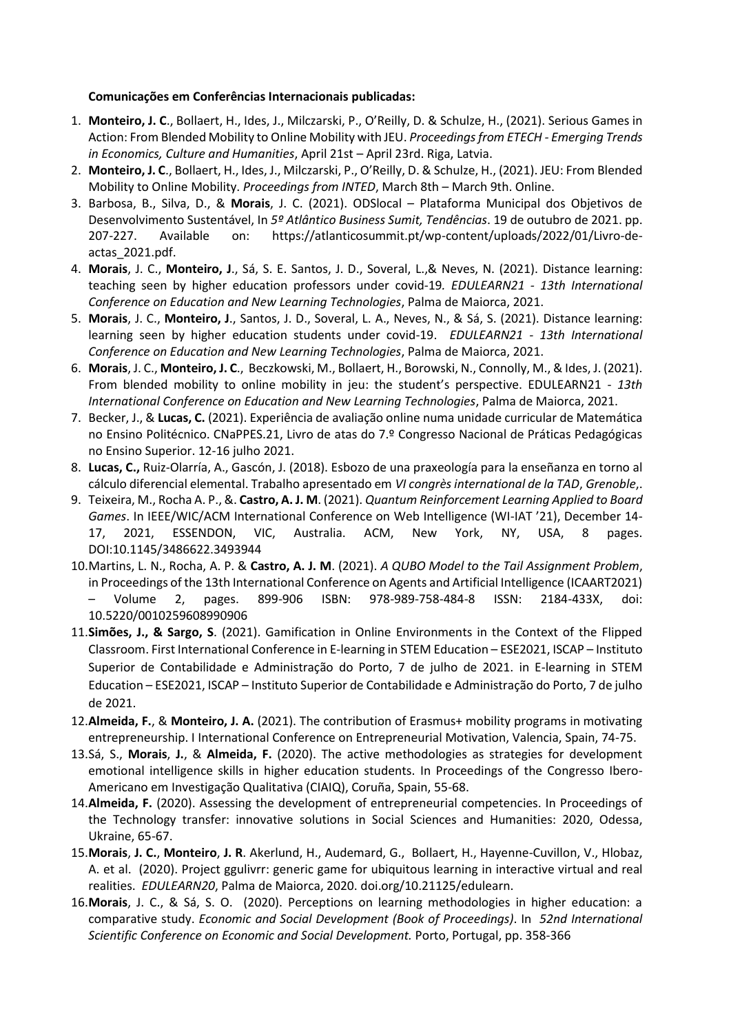**Comunicações em Conferências Internacionais publicadas:**

1. **Monteiro, J. C**., Bollaert, H., Ides, J., Milczarski, P., O'Reilly, D. & Schulze, H., (2021). Serious Games in Action: From Blended Mobility to Online Mobility with JEU. *Proceedings from ETECH - Emerging Trends in Economics, Culture and Humanities*, April 21st – April 23rd. Riga, Latvia.
2. **Monteiro, J. C**., Bollaert, H., Ides, J., Milczarski, P., O'Reilly, D. & Schulze, H., (2021). JEU: From Blended Mobility to Online Mobility. *Proceedings from INTED*, March 8th – March 9th. Online.
3. Barbosa, B., Silva, D., & **Morais**, J. C. (2021). ODSlocal – Plataforma Municipal dos Objetivos de Desenvolvimento Sustentável, In *5º Atlântico Business Sumit, Tendências*. 19 de outubro de 2021. pp. 207-227. Available on: https://atlanticosummit.pt/wp-content/uploads/2022/01/Livro-de-actas_2021.pdf.
4. **Morais**, J. C., **Monteiro, J**., Sá, S. E. Santos, J. D., Soveral, L.,& Neves, N. (2021). Distance learning: teaching seen by higher education professors under covid-19*. EDULEARN21 - 13th International Conference on Education and New Learning Technologies*, Palma de Maiorca, 2021.
5. **Morais**, J. C., **Monteiro, J**., Santos, J. D., Soveral, L. A., Neves, N., & Sá, S. (2021). Distance learning: learning seen by higher education students under covid-19. *EDULEARN21 - 13th International Conference on Education and New Learning Technologies*, Palma de Maiorca, 2021.
6. **Morais**, J. C., **Monteiro, J. C**., Beczkowski, M., Bollaert, H., Borowski, N., Connolly, M., & Ides, J. (2021). From blended mobility to online mobility in jeu: the student's perspective. EDULEARN21 - *13th International Conference on Education and New Learning Technologies*, Palma de Maiorca, 2021.
7. Becker, J., & **Lucas, C.** (2021). Experiência de avaliação online numa unidade curricular de Matemática no Ensino Politécnico. CNaPPES.21, Livro de atas do 7.º Congresso Nacional de Práticas Pedagógicas no Ensino Superior. 12-16 julho 2021.
8. **Lucas, C.,** Ruiz-Olarría, A., Gascón, J. (2018). Esbozo de una praxeología para la enseñanza en torno al cálculo diferencial elemental. Trabalho apresentado em *VI congrès international de la TAD*, *Grenoble*,.
9. Teixeira, M., Rocha A. P., &. **Castro, A. J. M**. (2021). *Quantum Reinforcement Learning Applied to Board Games*. In IEEE/WIC/ACM International Conference on Web Intelligence (WI-IAT '21), December 14-17, 2021, ESSENDON, VIC, Australia. ACM, New York, NY, USA, 8 pages. DOI:10.1145/3486622.3493944
10. Martins, L. N., Rocha, A. P. & **Castro, A. J. M**. (2021). *A QUBO Model to the Tail Assignment Problem*, in Proceedings of the 13th International Conference on Agents and Artificial Intelligence (ICAART2021) – Volume 2, pages. 899-906 ISBN: 978-989-758-484-8 ISSN: 2184-433X, doi: 10.5220/0010259608990906
11. **Simões, J., & Sargo, S**. (2021). Gamification in Online Environments in the Context of the Flipped Classroom. First International Conference in E-learning in STEM Education – ESE2021, ISCAP – Instituto Superior de Contabilidade e Administração do Porto, 7 de julho de 2021. in E-learning in STEM Education – ESE2021, ISCAP – Instituto Superior de Contabilidade e Administração do Porto, 7 de julho de 2021.
12. **Almeida, F.**, & **Monteiro, J. A.** (2021). The contribution of Erasmus+ mobility programs in motivating entrepreneurship. I International Conference on Entrepreneurial Motivation, Valencia, Spain, 74-75.
13. Sá, S., **Morais**, **J.**, & **Almeida, F.** (2020). The active methodologies as strategies for development emotional intelligence skills in higher education students. In Proceedings of the Congresso Ibero-Americano em Investigação Qualitativa (CIAIQ), Coruña, Spain, 55-68.
14. **Almeida, F.** (2020). Assessing the development of entrepreneurial competencies. In Proceedings of the Technology transfer: innovative solutions in Social Sciences and Humanities: 2020, Odessa, Ukraine, 65-67.
15. **Morais**, **J. C.**, **Monteiro**, **J. R**. Akerlund, H., Audemard, G., Bollaert, H., Hayenne-Cuvillon, V., Hlobaz, A. et al. (2020). Project ggulivrr: generic game for ubiquitous learning in interactive virtual and real realities. *EDULEARN20*, Palma de Maiorca, 2020. doi.org/10.21125/edulearn.
16. **Morais**, J. C., & Sá, S. O. (2020). Perceptions on learning methodologies in higher education: a comparative study. *Economic and Social Development (Book of Proceedings)*. In *52nd International Scientific Conference on Economic and Social Development.* Porto, Portugal, pp. 358-366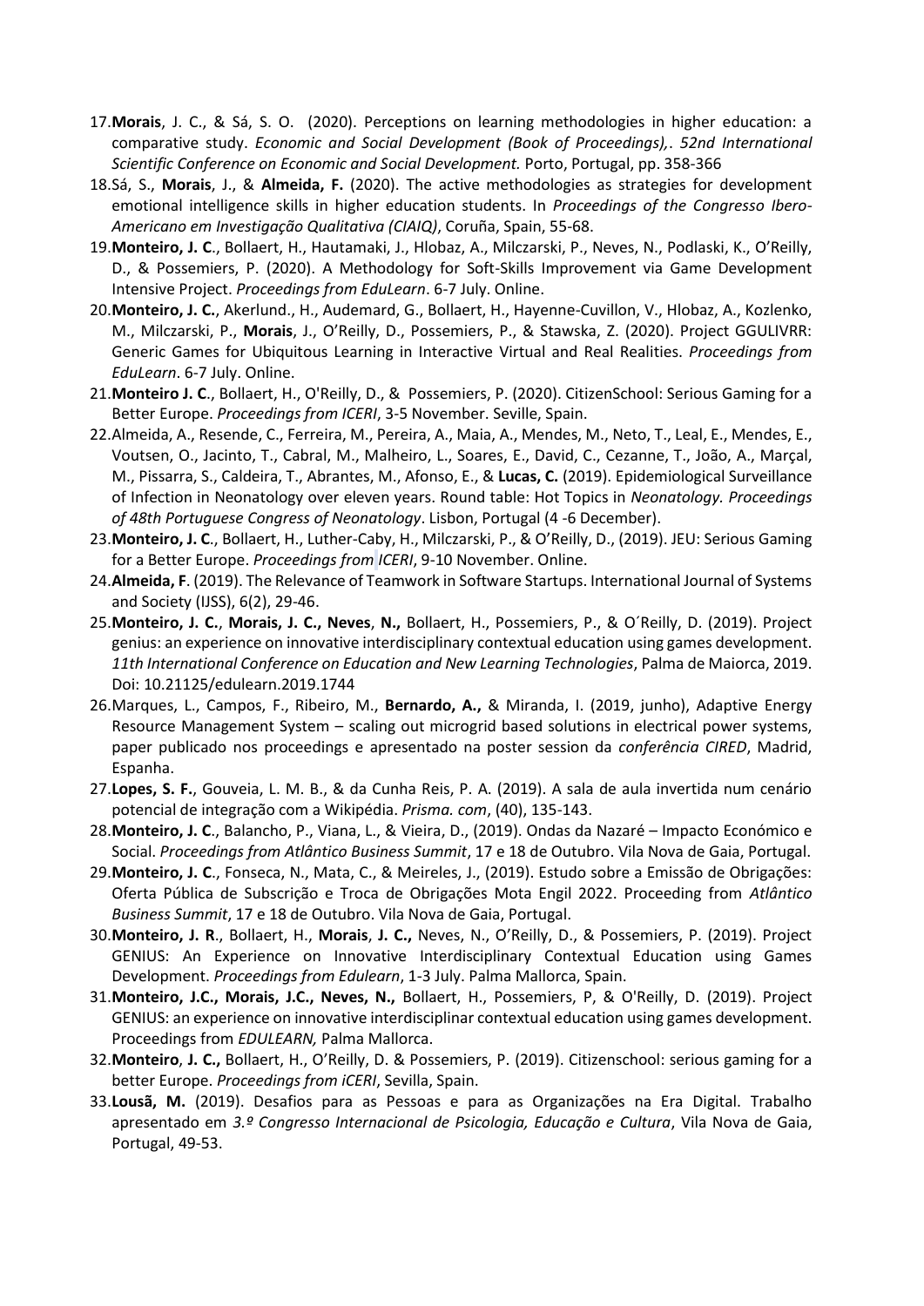17. **Morais**, J. C., & Sá, S. O. (2020). Perceptions on learning methodologies in higher education: a comparative study. *Economic and Social Development (Book of Proceedings),. 52nd International Scientific Conference on Economic and Social Development.* Porto, Portugal, pp. 358-366
18. Sá, S., **Morais**, J., & **Almeida, F.** (2020). The active methodologies as strategies for development emotional intelligence skills in higher education students. In *Proceedings of the Congresso Ibero-Americano em Investigação Qualitativa (CIAIQ)*, Coruña, Spain, 55-68.
19. **Monteiro, J. C**., Bollaert, H., Hautamaki, J., Hlobaz, A., Milczarski, P., Neves, N., Podlaski, K., O'Reilly, D., & Possemiers, P. (2020). A Methodology for Soft-Skills Improvement via Game Development Intensive Project. *Proceedings from EduLearn*. 6-7 July. Online.
20. **Monteiro, J. C.**, Akerlund., H., Audemard, G., Bollaert, H., Hayenne-Cuvillon, V., Hlobaz, A., Kozlenko, M., Milczarski, P., **Morais**, J., O'Reilly, D., Possemiers, P., & Stawska, Z. (2020). Project GGULIVRR: Generic Games for Ubiquitous Learning in Interactive Virtual and Real Realities. *Proceedings from EduLearn*. 6-7 July. Online.
21. **Monteiro J. C**., Bollaert, H., O'Reilly, D., & Possemiers, P. (2020). CitizenSchool: Serious Gaming for a Better Europe. *Proceedings from ICERI*, 3-5 November. Seville, Spain.
22. Almeida, A., Resende, C., Ferreira, M., Pereira, A., Maia, A., Mendes, M., Neto, T., Leal, E., Mendes, E., Voutsen, O., Jacinto, T., Cabral, M., Malheiro, L., Soares, E., David, C., Cezanne, T., João, A., Marçal, M., Pissarra, S., Caldeira, T., Abrantes, M., Afonso, E., & **Lucas, C.** (2019). Epidemiological Surveillance of Infection in Neonatology over eleven years. Round table: Hot Topics in *Neonatology. Proceedings of 48th Portuguese Congress of Neonatology*. Lisbon, Portugal (4 -6 December).
23. **Monteiro, J. C**., Bollaert, H., Luther-Caby, H., Milczarski, P., & O'Reilly, D., (2019). JEU: Serious Gaming for a Better Europe. *Proceedings from ICERI*, 9-10 November. Online.
24. **Almeida, F**. (2019). The Relevance of Teamwork in Software Startups. International Journal of Systems and Society (IJSS), 6(2), 29-46.
25. **Monteiro, J. C.**, **Morais, J. C., Neves**, **N.,** Bollaert, H., Possemiers, P., & O´Reilly, D. (2019). Project genius: an experience on innovative interdisciplinary contextual education using games development. *11th International Conference on Education and New Learning Technologies*, Palma de Maiorca, 2019. Doi: 10.21125/edulearn.2019.1744
26. Marques, L., Campos, F., Ribeiro, M., **Bernardo, A.,** & Miranda, I. (2019, junho), Adaptive Energy Resource Management System – scaling out microgrid based solutions in electrical power systems, paper publicado nos proceedings e apresentado na poster session da *conferência CIRED*, Madrid, Espanha.
27. **Lopes, S. F.**, Gouveia, L. M. B., & da Cunha Reis, P. A. (2019). A sala de aula invertida num cenário potencial de integração com a Wikipédia. *Prisma. com*, (40), 135-143.
28. **Monteiro, J. C**., Balancho, P., Viana, L., & Vieira, D., (2019). Ondas da Nazaré – Impacto Económico e Social. *Proceedings from Atlântico Business Summit*, 17 e 18 de Outubro. Vila Nova de Gaia, Portugal.
29. **Monteiro, J. C**., Fonseca, N., Mata, C., & Meireles, J., (2019). Estudo sobre a Emissão de Obrigações: Oferta Pública de Subscrição e Troca de Obrigações Mota Engil 2022. Proceeding from *Atlântico Business Summit*, 17 e 18 de Outubro. Vila Nova de Gaia, Portugal.
30. **Monteiro, J. R**., Bollaert, H., **Morais**, **J. C.,** Neves, N., O'Reilly, D., & Possemiers, P. (2019). Project GENIUS: An Experience on Innovative Interdisciplinary Contextual Education using Games Development. *Proceedings from Edulearn*, 1-3 July. Palma Mallorca, Spain.
31. **Monteiro, J.C., Morais, J.C., Neves, N.,** Bollaert, H., Possemiers, P, & O'Reilly, D. (2019). Project GENIUS: an experience on innovative interdisciplinar contextual education using games development. Proceedings from *EDULEARN,* Palma Mallorca.
32. **Monteiro**, **J. C.,** Bollaert, H., O'Reilly, D. & Possemiers, P. (2019). Citizenschool: serious gaming for a better Europe. *Proceedings from iCERI*, Sevilla, Spain.
33. **Lousã, M.** (2019). Desafios para as Pessoas e para as Organizações na Era Digital. Trabalho apresentado em *3.º Congresso Internacional de Psicologia, Educação e Cultura*, Vila Nova de Gaia, Portugal, 49-53.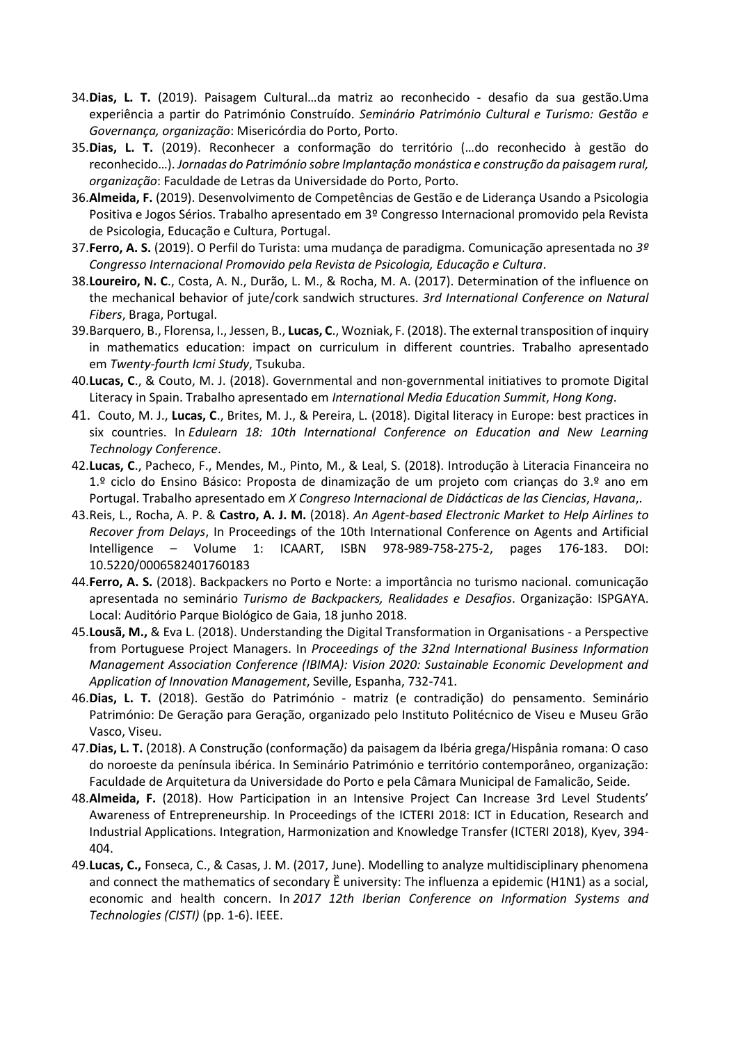34. **Dias, L. T.** (2019). Paisagem Cultural…da matriz ao reconhecido - desafio da sua gestão.Uma experiência a partir do Património Construído. *Seminário Património Cultural e Turismo: Gestão e Governança, organização*: Misericórdia do Porto, Porto.
35. **Dias, L. T.** (2019). Reconhecer a conformação do território (…do reconhecido à gestão do reconhecido…). *Jornadas do Património sobre Implantação monástica e construção da paisagem rural, organização*: Faculdade de Letras da Universidade do Porto, Porto.
36. **Almeida, F.** (2019). Desenvolvimento de Competências de Gestão e de Liderança Usando a Psicologia Positiva e Jogos Sérios. Trabalho apresentado em 3º Congresso Internacional promovido pela Revista de Psicologia, Educação e Cultura, Portugal.
37. **Ferro, A. S.** (2019). O Perfil do Turista: uma mudança de paradigma. Comunicação apresentada no *3º Congresso Internacional Promovido pela Revista de Psicologia, Educação e Cultura*.
38. **Loureiro, N. C**., Costa, A. N., Durão, L. M., & Rocha, M. A. (2017). Determination of the influence on the mechanical behavior of jute/cork sandwich structures. *3rd International Conference on Natural Fibers*, Braga, Portugal.
39. Barquero, B., Florensa, I., Jessen, B., **Lucas, C**., Wozniak, F. (2018). The external transposition of inquiry in mathematics education: impact on curriculum in different countries. Trabalho apresentado em *Twenty-fourth Icmi Study*, Tsukuba.
40. **Lucas, C**., & Couto, M. J. (2018). Governmental and non-governmental initiatives to promote Digital Literacy in Spain. Trabalho apresentado em *International Media Education Summit*, *Hong Kong*.
41. Couto, M. J., **Lucas, C**., Brites, M. J., & Pereira, L. (2018). Digital literacy in Europe: best practices in six countries. In *Edulearn 18: 10th International Conference on Education and New Learning Technology Conference*.
42. **Lucas, C**., Pacheco, F., Mendes, M., Pinto, M., & Leal, S. (2018). Introdução à Literacia Financeira no 1.º ciclo do Ensino Básico: Proposta de dinamização de um projeto com crianças do 3.º ano em Portugal. Trabalho apresentado em *X Congreso Internacional de Didácticas de las Ciencias*, *Havana*,.
43. Reis, L., Rocha, A. P. & **Castro, A. J. M.** (2018). *An Agent-based Electronic Market to Help Airlines to Recover from Delays*, In Proceedings of the 10th International Conference on Agents and Artificial Intelligence – Volume 1: ICAART, ISBN 978-989-758-275-2, pages 176-183. DOI: 10.5220/0006582401760183
44. **Ferro, A. S.** (2018). Backpackers no Porto e Norte: a importância no turismo nacional. comunicação apresentada no seminário *Turismo de Backpackers, Realidades e Desafios*. Organização: ISPGAYA. Local: Auditório Parque Biológico de Gaia, 18 junho 2018.
45. **Lousã, M.,** & Eva L. (2018). Understanding the Digital Transformation in Organisations - a Perspective from Portuguese Project Managers. In *Proceedings of the 32nd International Business Information Management Association Conference (IBIMA): Vision 2020: Sustainable Economic Development and Application of Innovation Management*, Seville, Espanha, 732-741.
46. **Dias, L. T.** (2018). Gestão do Património - matriz (e contradição) do pensamento. Seminário Património: De Geração para Geração, organizado pelo Instituto Politécnico de Viseu e Museu Grão Vasco, Viseu.
47. **Dias, L. T.** (2018). A Construção (conformação) da paisagem da Ibéria grega/Hispânia romana: O caso do noroeste da península ibérica. In Seminário Património e território contemporâneo, organização: Faculdade de Arquitetura da Universidade do Porto e pela Câmara Municipal de Famalicão, Seide.
48. **Almeida, F.** (2018). How Participation in an Intensive Project Can Increase 3rd Level Students' Awareness of Entrepreneurship. In Proceedings of the ICTERI 2018: ICT in Education, Research and Industrial Applications. Integration, Harmonization and Knowledge Transfer (ICTERI 2018), Kyev, 394-404.
49. **Lucas, C.,** Fonseca, C., & Casas, J. M. (2017, June). Modelling to analyze multidisciplinary phenomena and connect the mathematics of secondary È university: The influenza a epidemic (H1N1) as a social, economic and health concern. In *2017 12th Iberian Conference on Information Systems and Technologies (CISTI)* (pp. 1-6). IEEE.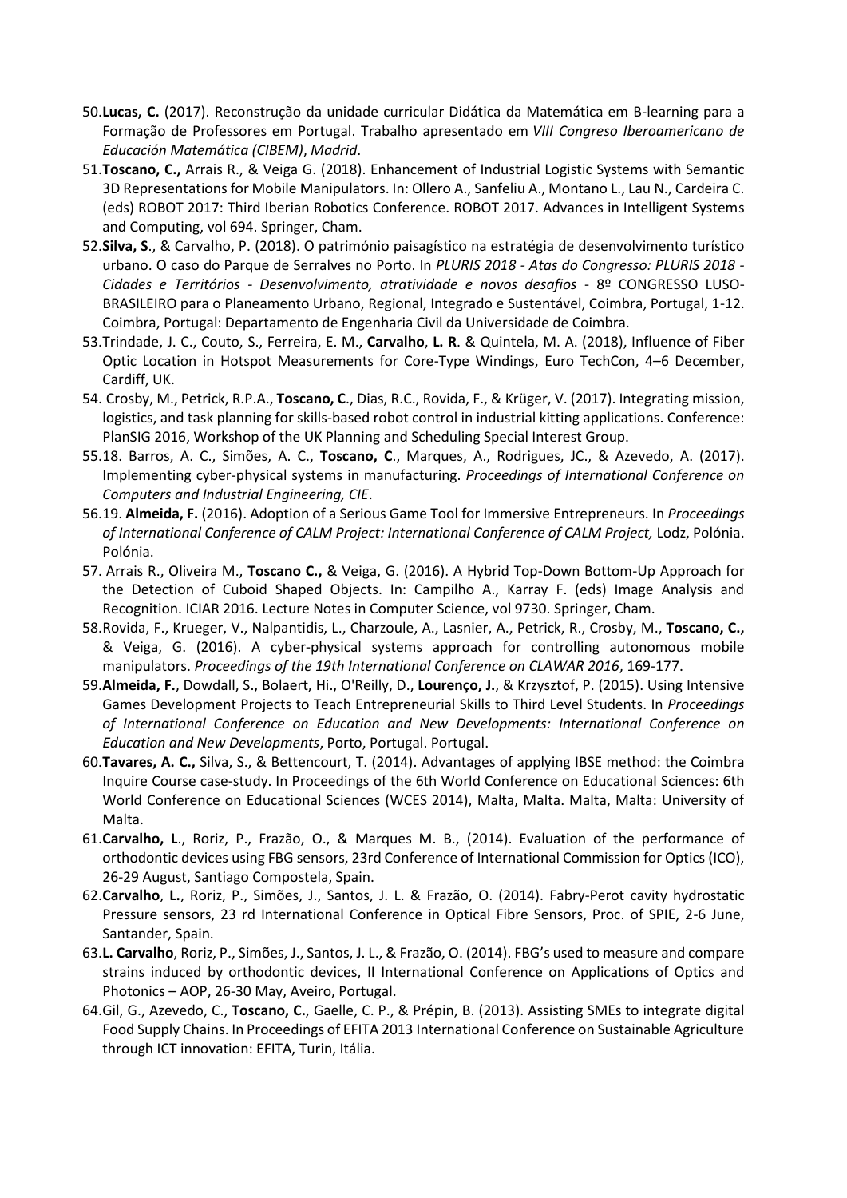50. **Lucas, C.** (2017). Reconstrução da unidade curricular Didática da Matemática em B-learning para a Formação de Professores em Portugal. Trabalho apresentado em *VIII Congreso Iberoamericano de Educación Matemática (CIBEM)*, *Madrid*.
51. **Toscano, C.,** Arrais R., & Veiga G. (2018). Enhancement of Industrial Logistic Systems with Semantic 3D Representations for Mobile Manipulators. In: Ollero A., Sanfeliu A., Montano L., Lau N., Cardeira C. (eds) ROBOT 2017: Third Iberian Robotics Conference. ROBOT 2017. Advances in Intelligent Systems and Computing, vol 694. Springer, Cham.
52. **Silva, S**., & Carvalho, P. (2018). O património paisagístico na estratégia de desenvolvimento turístico urbano. O caso do Parque de Serralves no Porto. In *PLURIS 2018 - Atas do Congresso: PLURIS 2018 - Cidades e Territórios - Desenvolvimento, atratividade e novos desafios* - 8º CONGRESSO LUSO-BRASILEIRO para o Planeamento Urbano, Regional, Integrado e Sustentável, Coimbra, Portugal, 1-12. Coimbra, Portugal: Departamento de Engenharia Civil da Universidade de Coimbra.
53. Trindade, J. C., Couto, S., Ferreira, E. M., **Carvalho**, **L. R**. & Quintela, M. A. (2018), Influence of Fiber Optic Location in Hotspot Measurements for Core-Type Windings, Euro TechCon, 4–6 December, Cardiff, UK.
54. Crosby, M., Petrick, R.P.A., **Toscano, C**., Dias, R.C., Rovida, F., & Krüger, V. (2017). Integrating mission, logistics, and task planning for skills-based robot control in industrial kitting applications. Conference: PlanSIG 2016, Workshop of the UK Planning and Scheduling Special Interest Group.
55. 18. Barros, A. C., Simões, A. C., **Toscano, C**., Marques, A., Rodrigues, JC., & Azevedo, A. (2017). Implementing cyber-physical systems in manufacturing. *Proceedings of International Conference on Computers and Industrial Engineering, CIE*.
56. 19. **Almeida, F.** (2016). Adoption of a Serious Game Tool for Immersive Entrepreneurs. In *Proceedings of International Conference of CALM Project: International Conference of CALM Project,* Lodz, Polónia. Polónia.
57. Arrais R., Oliveira M., **Toscano C.,** & Veiga, G. (2016). A Hybrid Top-Down Bottom-Up Approach for the Detection of Cuboid Shaped Objects. In: Campilho A., Karray F. (eds) Image Analysis and Recognition. ICIAR 2016. Lecture Notes in Computer Science, vol 9730. Springer, Cham.
58. Rovida, F., Krueger, V., Nalpantidis, L., Charzoule, A., Lasnier, A., Petrick, R., Crosby, M., **Toscano, C.,** & Veiga, G. (2016). A cyber-physical systems approach for controlling autonomous mobile manipulators. *Proceedings of the 19th International Conference on CLAWAR 2016*, 169-177.
59. **Almeida, F.**, Dowdall, S., Bolaert, Hi., O'Reilly, D., **Lourenço, J.**, & Krzysztof, P. (2015). Using Intensive Games Development Projects to Teach Entrepreneurial Skills to Third Level Students. In *Proceedings of International Conference on Education and New Developments: International Conference on Education and New Developments*, Porto, Portugal. Portugal.
60. **Tavares, A. C.,** Silva, S., & Bettencourt, T. (2014). Advantages of applying IBSE method: the Coimbra Inquire Course case-study. In Proceedings of the 6th World Conference on Educational Sciences: 6th World Conference on Educational Sciences (WCES 2014), Malta, Malta. Malta, Malta: University of Malta.
61. **Carvalho, L**., Roriz, P., Frazão, O., & Marques M. B., (2014). Evaluation of the performance of orthodontic devices using FBG sensors, 23rd Conference of International Commission for Optics (ICO), 26-29 August, Santiago Compostela, Spain.
62. **Carvalho**, **L.**, Roriz, P., Simões, J., Santos, J. L. & Frazão, O. (2014). Fabry-Perot cavity hydrostatic Pressure sensors, 23 rd International Conference in Optical Fibre Sensors, Proc. of SPIE, 2-6 June, Santander, Spain.
63. **L. Carvalho**, Roriz, P., Simões, J., Santos, J. L., & Frazão, O. (2014). FBG's used to measure and compare strains induced by orthodontic devices, II International Conference on Applications of Optics and Photonics – AOP, 26-30 May, Aveiro, Portugal.
64. Gil, G., Azevedo, C., **Toscano, C.**, Gaelle, C. P., & Prépin, B. (2013). Assisting SMEs to integrate digital Food Supply Chains. In Proceedings of EFITA 2013 International Conference on Sustainable Agriculture through ICT innovation: EFITA, Turin, Itália.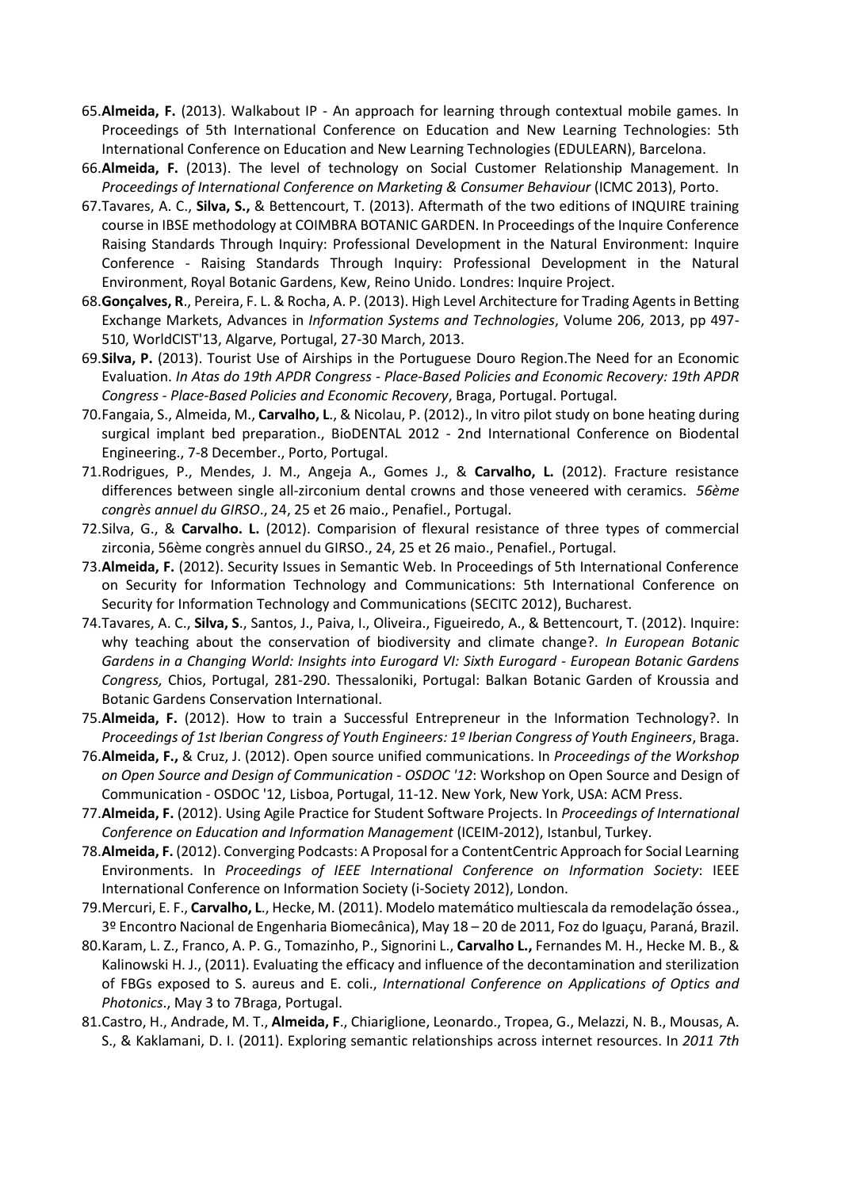65. **Almeida, F.** (2013). Walkabout IP - An approach for learning through contextual mobile games. In Proceedings of 5th International Conference on Education and New Learning Technologies: 5th International Conference on Education and New Learning Technologies (EDULEARN), Barcelona.
66. **Almeida, F.** (2013). The level of technology on Social Customer Relationship Management. In *Proceedings of International Conference on Marketing & Consumer Behaviour* (ICMC 2013), Porto.
67. Tavares, A. C., **Silva, S.,** & Bettencourt, T. (2013). Aftermath of the two editions of INQUIRE training course in IBSE methodology at COIMBRA BOTANIC GARDEN. In Proceedings of the Inquire Conference Raising Standards Through Inquiry: Professional Development in the Natural Environment: Inquire Conference - Raising Standards Through Inquiry: Professional Development in the Natural Environment, Royal Botanic Gardens, Kew, Reino Unido. Londres: Inquire Project.
68. **Gonçalves, R**., Pereira, F. L. & Rocha, A. P. (2013). High Level Architecture for Trading Agents in Betting Exchange Markets, Advances in *Information Systems and Technologies*, Volume 206, 2013, pp 497-510, WorldCIST'13, Algarve, Portugal, 27-30 March, 2013.
69. **Silva, P.** (2013). Tourist Use of Airships in the Portuguese Douro Region.The Need for an Economic Evaluation. *In Atas do 19th APDR Congress - Place-Based Policies and Economic Recovery: 19th APDR Congress - Place-Based Policies and Economic Recovery*, Braga, Portugal. Portugal.
70. Fangaia, S., Almeida, M., **Carvalho, L**., & Nicolau, P. (2012)., In vitro pilot study on bone heating during surgical implant bed preparation., BioDENTAL 2012 - 2nd International Conference on Biodental Engineering., 7-8 December., Porto, Portugal.
71. Rodrigues, P., Mendes, J. M., Angeja A., Gomes J., & **Carvalho, L.** (2012). Fracture resistance differences between single all-zirconium dental crowns and those veneered with ceramics. *56ème congrès annuel du GIRSO*., 24, 25 et 26 maio., Penafiel., Portugal.
72. Silva, G., & **Carvalho. L.** (2012). Comparision of flexural resistance of three types of commercial zirconia, 56ème congrès annuel du GIRSO., 24, 25 et 26 maio., Penafiel., Portugal.
73. **Almeida, F.** (2012). Security Issues in Semantic Web. In Proceedings of 5th International Conference on Security for Information Technology and Communications: 5th International Conference on Security for Information Technology and Communications (SECITC 2012), Bucharest.
74. Tavares, A. C., **Silva, S**., Santos, J., Paiva, I., Oliveira., Figueiredo, A., & Bettencourt, T. (2012). Inquire: why teaching about the conservation of biodiversity and climate change?. *In European Botanic Gardens in a Changing World: Insights into Eurogard VI: Sixth Eurogard - European Botanic Gardens Congress,* Chios, Portugal, 281-290. Thessaloniki, Portugal: Balkan Botanic Garden of Kroussia and Botanic Gardens Conservation International.
75. **Almeida, F.** (2012). How to train a Successful Entrepreneur in the Information Technology?. In *Proceedings of 1st Iberian Congress of Youth Engineers: 1º Iberian Congress of Youth Engineers*, Braga.
76. **Almeida, F.,** & Cruz, J. (2012). Open source unified communications. In *Proceedings of the Workshop on Open Source and Design of Communication - OSDOC '12*: Workshop on Open Source and Design of Communication - OSDOC '12, Lisboa, Portugal, 11-12. New York, New York, USA: ACM Press.
77. **Almeida, F.** (2012). Using Agile Practice for Student Software Projects. In *Proceedings of International Conference on Education and Information Management* (ICEIM-2012), Istanbul, Turkey.
78. **Almeida, F.** (2012). Converging Podcasts: A Proposal for a ContentCentric Approach for Social Learning Environments. In *Proceedings of IEEE International Conference on Information Society*: IEEE International Conference on Information Society (i-Society 2012), London.
79. Mercuri, E. F., **Carvalho, L**., Hecke, M. (2011). Modelo matemático multiescala da remodelação óssea., 3º Encontro Nacional de Engenharia Biomecânica), May 18 – 20 de 2011, Foz do Iguaçu, Paraná, Brazil.
80. Karam, L. Z., Franco, A. P. G., Tomazinho, P., Signorini L., **Carvalho L.,** Fernandes M. H., Hecke M. B., & Kalinowski H. J., (2011). Evaluating the efficacy and influence of the decontamination and sterilization of FBGs exposed to S. aureus and E. coli., *International Conference on Applications of Optics and Photonics*., May 3 to 7Braga, Portugal.
81. Castro, H., Andrade, M. T., **Almeida, F**., Chiariglione, Leonardo., Tropea, G., Melazzi, N. B., Mousas, A. S., & Kaklamani, D. I. (2011). Exploring semantic relationships across internet resources. In *2011 7th*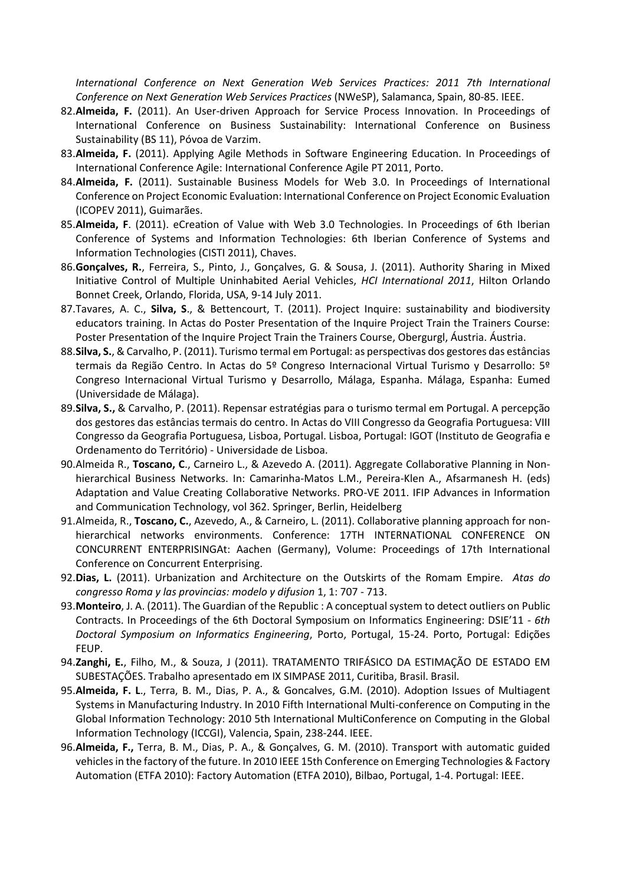*International Conference on Next Generation Web Services Practices: 2011 7th International Conference on Next Generation Web Services Practices* (NWeSP), Salamanca, Spain, 80-85. IEEE.

82. **Almeida, F.** (2011). An User-driven Approach for Service Process Innovation. In Proceedings of International Conference on Business Sustainability: International Conference on Business Sustainability (BS 11), Póvoa de Varzim.
83. **Almeida, F.** (2011). Applying Agile Methods in Software Engineering Education. In Proceedings of International Conference Agile: International Conference Agile PT 2011, Porto.
84. **Almeida, F.** (2011). Sustainable Business Models for Web 3.0. In Proceedings of International Conference on Project Economic Evaluation: International Conference on Project Economic Evaluation (ICOPEV 2011), Guimarães.
85. **Almeida, F**. (2011). eCreation of Value with Web 3.0 Technologies. In Proceedings of 6th Iberian Conference of Systems and Information Technologies: 6th Iberian Conference of Systems and Information Technologies (CISTI 2011), Chaves.
86. **Gonçalves, R.**, Ferreira, S., Pinto, J., Gonçalves, G. & Sousa, J. (2011). Authority Sharing in Mixed Initiative Control of Multiple Uninhabited Aerial Vehicles, *HCI International 2011*, Hilton Orlando Bonnet Creek, Orlando, Florida, USA, 9-14 July 2011.
87. Tavares, A. C., **Silva, S**., & Bettencourt, T. (2011). Project Inquire: sustainability and biodiversity educators training. In Actas do Poster Presentation of the Inquire Project Train the Trainers Course: Poster Presentation of the Inquire Project Train the Trainers Course, Obergurgl, Áustria. Áustria.
88. **Silva, S.**, & Carvalho, P. (2011). Turismo termal em Portugal: as perspectivas dos gestores das estâncias termais da Região Centro. In Actas do 5º Congreso Internacional Virtual Turismo y Desarrollo: 5º Congreso Internacional Virtual Turismo y Desarrollo, Málaga, Espanha. Málaga, Espanha: Eumed (Universidade de Málaga).
89. **Silva, S.,** & Carvalho, P. (2011). Repensar estratégias para o turismo termal em Portugal. A percepção dos gestores das estâncias termais do centro. In Actas do VIII Congresso da Geografia Portuguesa: VIII Congresso da Geografia Portuguesa, Lisboa, Portugal. Lisboa, Portugal: IGOT (Instituto de Geografia e Ordenamento do Território) - Universidade de Lisboa.
90. Almeida R., **Toscano, C**., Carneiro L., & Azevedo A. (2011). Aggregate Collaborative Planning in Non-hierarchical Business Networks. In: Camarinha-Matos L.M., Pereira-Klen A., Afsarmanesh H. (eds) Adaptation and Value Creating Collaborative Networks. PRO-VE 2011. IFIP Advances in Information and Communication Technology, vol 362. Springer, Berlin, Heidelberg
91. Almeida, R., **Toscano, C.**, Azevedo, A., & Carneiro, L. (2011). Collaborative planning approach for non-hierarchical networks environments. Conference: 17TH INTERNATIONAL CONFERENCE ON CONCURRENT ENTERPRISINGAt: Aachen (Germany), Volume: Proceedings of 17th International Conference on Concurrent Enterprising.
92. **Dias, L.** (2011). Urbanization and Architecture on the Outskirts of the Romam Empire. *Atas do congresso Roma y las provincias: modelo y difusion* 1, 1: 707 - 713.
93. **Monteiro**, J. A. (2011). The Guardian of the Republic : A conceptual system to detect outliers on Public Contracts. In Proceedings of the 6th Doctoral Symposium on Informatics Engineering: DSIE'11 - *6th Doctoral Symposium on Informatics Engineering*, Porto, Portugal, 15-24. Porto, Portugal: Edições FEUP.
94. **Zanghi, E.**, Filho, M., & Souza, J (2011). TRATAMENTO TRIFÁSICO DA ESTIMAÇÃO DE ESTADO EM SUBESTAÇÕES. Trabalho apresentado em IX SIMPASE 2011, Curitiba, Brasil. Brasil.
95. **Almeida, F. L**., Terra, B. M., Dias, P. A., & Goncalves, G.M. (2010). Adoption Issues of Multiagent Systems in Manufacturing Industry. In 2010 Fifth International Multi-conference on Computing in the Global Information Technology: 2010 5th International MultiConference on Computing in the Global Information Technology (ICCGI), Valencia, Spain, 238-244. IEEE.
96. **Almeida, F.,** Terra, B. M., Dias, P. A., & Gonçalves, G. M. (2010). Transport with automatic guided vehicles in the factory of the future. In 2010 IEEE 15th Conference on Emerging Technologies & Factory Automation (ETFA 2010): Factory Automation (ETFA 2010), Bilbao, Portugal, 1-4. Portugal: IEEE.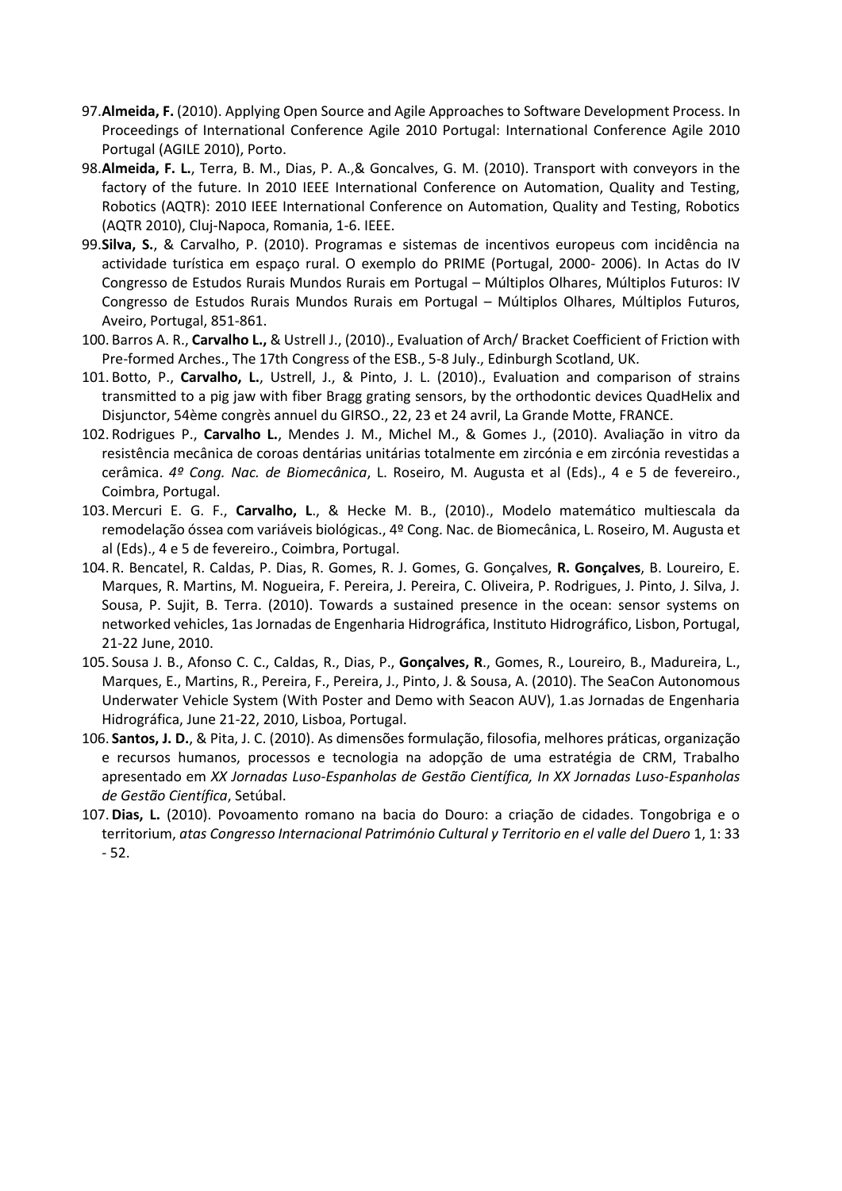97. **Almeida, F.** (2010). Applying Open Source and Agile Approaches to Software Development Process. In Proceedings of International Conference Agile 2010 Portugal: International Conference Agile 2010 Portugal (AGILE 2010), Porto.
98. **Almeida, F. L.**, Terra, B. M., Dias, P. A.,& Goncalves, G. M. (2010). Transport with conveyors in the factory of the future. In 2010 IEEE International Conference on Automation, Quality and Testing, Robotics (AQTR): 2010 IEEE International Conference on Automation, Quality and Testing, Robotics (AQTR 2010), Cluj-Napoca, Romania, 1-6. IEEE.
99. **Silva, S.**, & Carvalho, P. (2010). Programas e sistemas de incentivos europeus com incidência na actividade turística em espaço rural. O exemplo do PRIME (Portugal, 2000- 2006). In Actas do IV Congresso de Estudos Rurais Mundos Rurais em Portugal – Múltiplos Olhares, Múltiplos Futuros: IV Congresso de Estudos Rurais Mundos Rurais em Portugal – Múltiplos Olhares, Múltiplos Futuros, Aveiro, Portugal, 851-861.
100. Barros A. R., **Carvalho L.,** & Ustrell J., (2010)., Evaluation of Arch/ Bracket Coefficient of Friction with Pre-formed Arches., The 17th Congress of the ESB., 5-8 July., Edinburgh Scotland, UK.
101. Botto, P., **Carvalho, L.**, Ustrell, J., & Pinto, J. L. (2010)., Evaluation and comparison of strains transmitted to a pig jaw with fiber Bragg grating sensors, by the orthodontic devices QuadHelix and Disjunctor, 54ème congrès annuel du GIRSO., 22, 23 et 24 avril, La Grande Motte, FRANCE.
102. Rodrigues P., **Carvalho L.**, Mendes J. M., Michel M., & Gomes J., (2010). Avaliação in vitro da resistência mecânica de coroas dentárias unitárias totalmente em zircónia e em zircónia revestidas a cerâmica. *4º Cong. Nac. de Biomecânica*, L. Roseiro, M. Augusta et al (Eds)., 4 e 5 de fevereiro., Coimbra, Portugal.
103. Mercuri E. G. F., **Carvalho, L**., & Hecke M. B., (2010)., Modelo matemático multiescala da remodelação óssea com variáveis biológicas., 4º Cong. Nac. de Biomecânica, L. Roseiro, M. Augusta et al (Eds)., 4 e 5 de fevereiro., Coimbra, Portugal.
104. R. Bencatel, R. Caldas, P. Dias, R. Gomes, R. J. Gomes, G. Gonçalves, **R. Gonçalves**, B. Loureiro, E. Marques, R. Martins, M. Nogueira, F. Pereira, J. Pereira, C. Oliveira, P. Rodrigues, J. Pinto, J. Silva, J. Sousa, P. Sujit, B. Terra. (2010). Towards a sustained presence in the ocean: sensor systems on networked vehicles, 1as Jornadas de Engenharia Hidrográfica, Instituto Hidrográfico, Lisbon, Portugal, 21-22 June, 2010.
105. Sousa J. B., Afonso C. C., Caldas, R., Dias, P., **Gonçalves, R**., Gomes, R., Loureiro, B., Madureira, L., Marques, E., Martins, R., Pereira, F., Pereira, J., Pinto, J. & Sousa, A. (2010). The SeaCon Autonomous Underwater Vehicle System (With Poster and Demo with Seacon AUV), 1.as Jornadas de Engenharia Hidrográfica, June 21-22, 2010, Lisboa, Portugal.
106. **Santos, J. D.**, & Pita, J. C. (2010). As dimensões formulação, filosofia, melhores práticas, organização e recursos humanos, processos e tecnologia na adopção de uma estratégia de CRM, Trabalho apresentado em *XX Jornadas Luso-Espanholas de Gestão Científica, In XX Jornadas Luso-Espanholas de Gestão Científica*, Setúbal.
107. **Dias, L.** (2010). Povoamento romano na bacia do Douro: a criação de cidades. Tongobriga e o territorium, *atas Congresso Internacional Património Cultural y Territorio en el valle del Duero* 1, 1: 33 - 52.